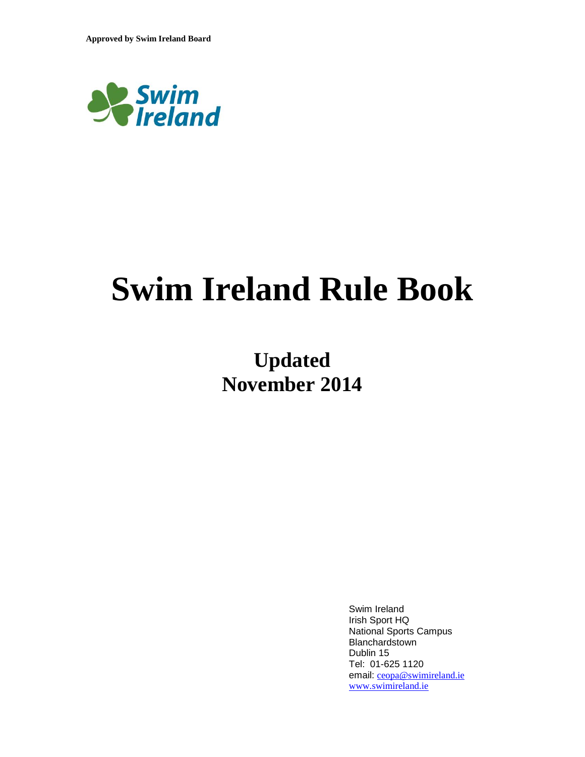**Approved by Swim Ireland Board**

Swim Ireland

# Swim Ireland Rule Book

## Updated
## November 2014

Swim Ireland
Irish Sport HQ
National Sports Campus
Blanchardstown
Dublin 15
Tel: 01-625 1120
email: ceopa@swimireland.ie
www.swimireland.ie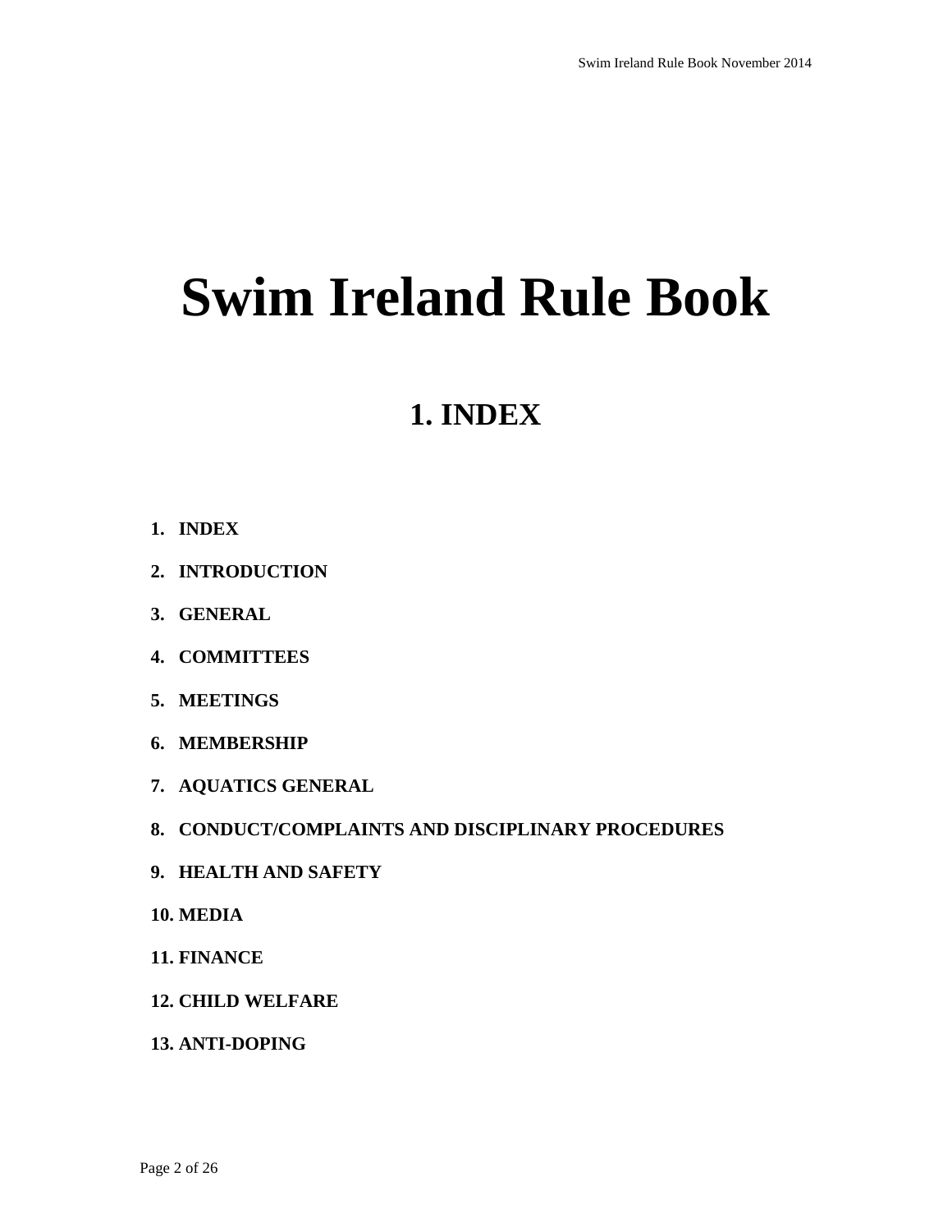# Swim Ireland Rule Book

## 1. INDEX

1. **INDEX**
2. **INTRODUCTION**
3. **GENERAL**
4. **COMMITTEES**
5. **MEETINGS**
6. **MEMBERSHIP**
7. **AQUATICS GENERAL**
8. **CONDUCT/COMPLAINTS AND DISCIPLINARY PROCEDURES**
9. **HEALTH AND SAFETY**
10. **MEDIA**
11. **FINANCE**
12. **CHILD WELFARE**
13. **ANTI-DOPING**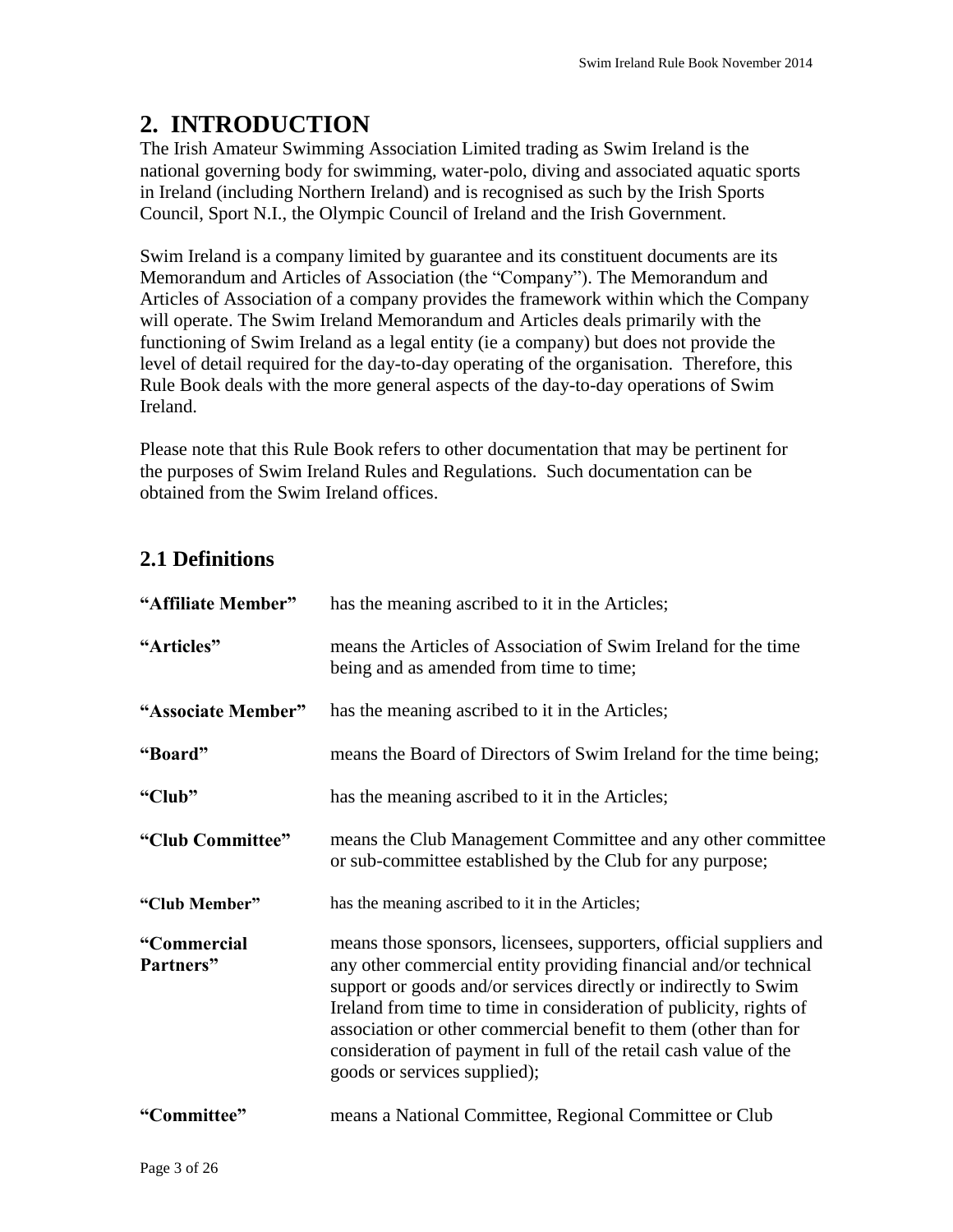# 2. INTRODUCTION

The Irish Amateur Swimming Association Limited trading as Swim Ireland is the national governing body for swimming, water-polo, diving and associated aquatic sports in Ireland (including Northern Ireland) and is recognised as such by the Irish Sports Council, Sport N.I., the Olympic Council of Ireland and the Irish Government.

Swim Ireland is a company limited by guarantee and its constituent documents are its Memorandum and Articles of Association (the "Company"). The Memorandum and Articles of Association of a company provides the framework within which the Company will operate. The Swim Ireland Memorandum and Articles deals primarily with the functioning of Swim Ireland as a legal entity (ie a company) but does not provide the level of detail required for the day-to-day operating of the organisation. Therefore, this Rule Book deals with the more general aspects of the day-to-day operations of Swim Ireland.

Please note that this Rule Book refers to other documentation that may be pertinent for the purposes of Swim Ireland Rules and Regulations. Such documentation can be obtained from the Swim Ireland offices.

## 2.1 Definitions

**"Affiliate Member"** has the meaning ascribed to it in the Articles;

**"Articles"** means the Articles of Association of Swim Ireland for the time being and as amended from time to time;

**"Associate Member"** has the meaning ascribed to it in the Articles;

**"Board"** means the Board of Directors of Swim Ireland for the time being;

**"Club"** has the meaning ascribed to it in the Articles;

**"Club Committee"** means the Club Management Committee and any other committee or sub-committee established by the Club for any purpose;

**"Club Member"** has the meaning ascribed to it in the Articles;

**"Commercial Partners"** means those sponsors, licensees, supporters, official suppliers and any other commercial entity providing financial and/or technical support or goods and/or services directly or indirectly to Swim Ireland from time to time in consideration of publicity, rights of association or other commercial benefit to them (other than for consideration of payment in full of the retail cash value of the goods or services supplied);

**"Committee"** means a National Committee, Regional Committee or Club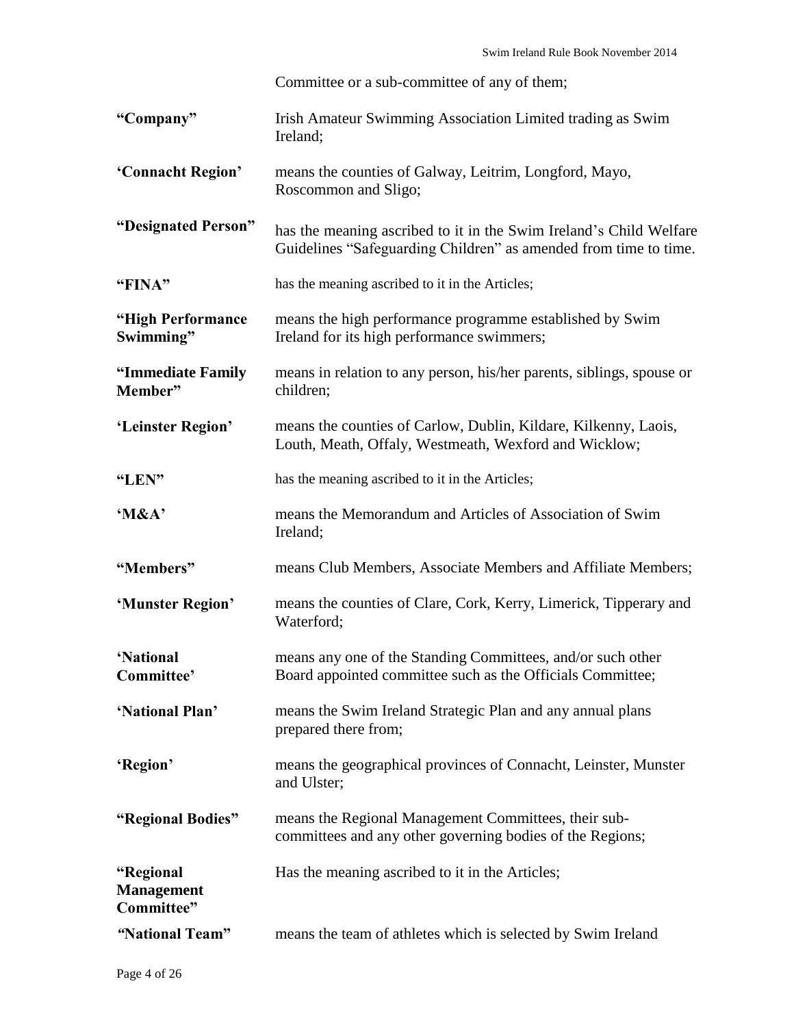Committee or a sub-committee of any of them;

| | |
|---|---|
| **“Company”** | Irish Amateur Swimming Association Limited trading as Swim Ireland; |
| **‘Connacht Region’** | means the counties of Galway, Leitrim, Longford, Mayo, Roscommon and Sligo; |
| **“Designated Person”** | has the meaning ascribed to it in the Swim Ireland’s Child Welfare Guidelines “Safeguarding Children” as amended from time to time. |
| **“FINA”** | has the meaning ascribed to it in the Articles; |
| **“High Performance Swimming”** | means the high performance programme established by Swim Ireland for its high performance swimmers; |
| **“Immediate Family Member”** | means in relation to any person, his/her parents, siblings, spouse or children; |
| **‘Leinster Region’** | means the counties of Carlow, Dublin, Kildare, Kilkenny, Laois, Louth, Meath, Offaly, Westmeath, Wexford and Wicklow; |
| **“LEN”** | has the meaning ascribed to it in the Articles; |
| **‘M&A’** | means the Memorandum and Articles of Association of Swim Ireland; |
| **“Members”** | means Club Members, Associate Members and Affiliate Members; |
| **‘Munster Region’** | means the counties of Clare, Cork, Kerry, Limerick, Tipperary and Waterford; |
| **‘National Committee’** | means any one of the Standing Committees, and/or such other Board appointed committee such as the Officials Committee; |
| **‘National Plan’** | means the Swim Ireland Strategic Plan and any annual plans prepared there from; |
| **‘Region’** | means the geographical provinces of Connacht, Leinster, Munster and Ulster; |
| **“Regional Bodies”** | means the Regional Management Committees, their sub-committees and any other governing bodies of the Regions; |
| **“Regional Management Committee”** | Has the meaning ascribed to it in the Articles; |
| ***“National Team”*** | means the team of athletes which is selected by Swim Ireland |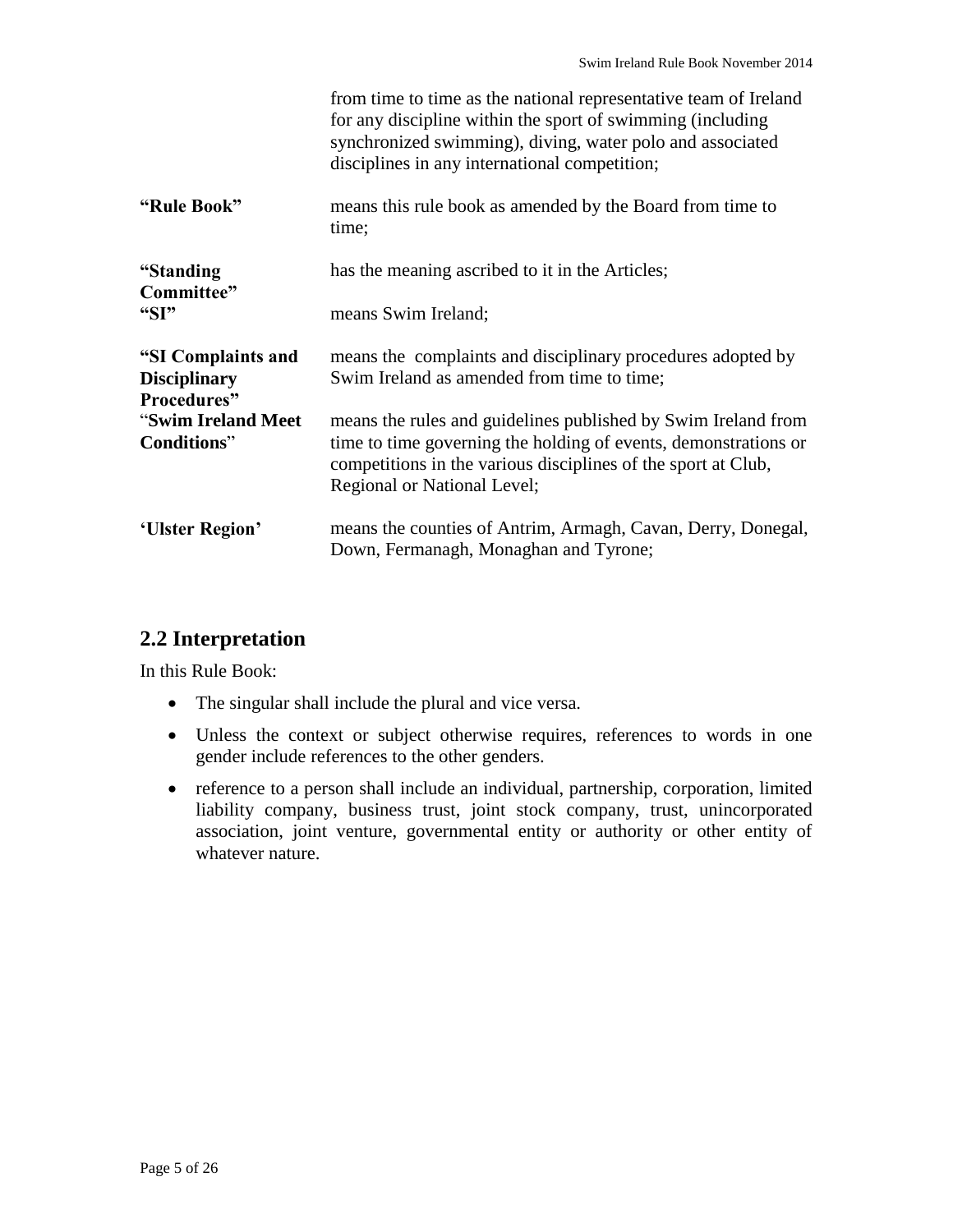from time to time as the national representative team of Ireland for any discipline within the sport of swimming (including synchronized swimming), diving, water polo and associated disciplines in any international competition;

| | |
|---|---|
| **"Rule Book"** | means this rule book as amended by the Board from time to time; |
| **"Standing Committee"** | has the meaning ascribed to it in the Articles; |
| **"SI"** | means Swim Ireland; |
| **"SI Complaints and Disciplinary Procedures"** | means the complaints and disciplinary procedures adopted by Swim Ireland as amended from time to time; |
| **"Swim Ireland Meet Conditions"** | means the rules and guidelines published by Swim Ireland from time to time governing the holding of events, demonstrations or competitions in the various disciplines of the sport at Club, Regional or National Level; |
| **'Ulster Region'** | means the counties of Antrim, Armagh, Cavan, Derry, Donegal, Down, Fermanagh, Monaghan and Tyrone; |

## 2.2 Interpretation

In this Rule Book:

- The singular shall include the plural and vice versa.
- Unless the context or subject otherwise requires, references to words in one gender include references to the other genders.
- reference to a person shall include an individual, partnership, corporation, limited liability company, business trust, joint stock company, trust, unincorporated association, joint venture, governmental entity or authority or other entity of whatever nature.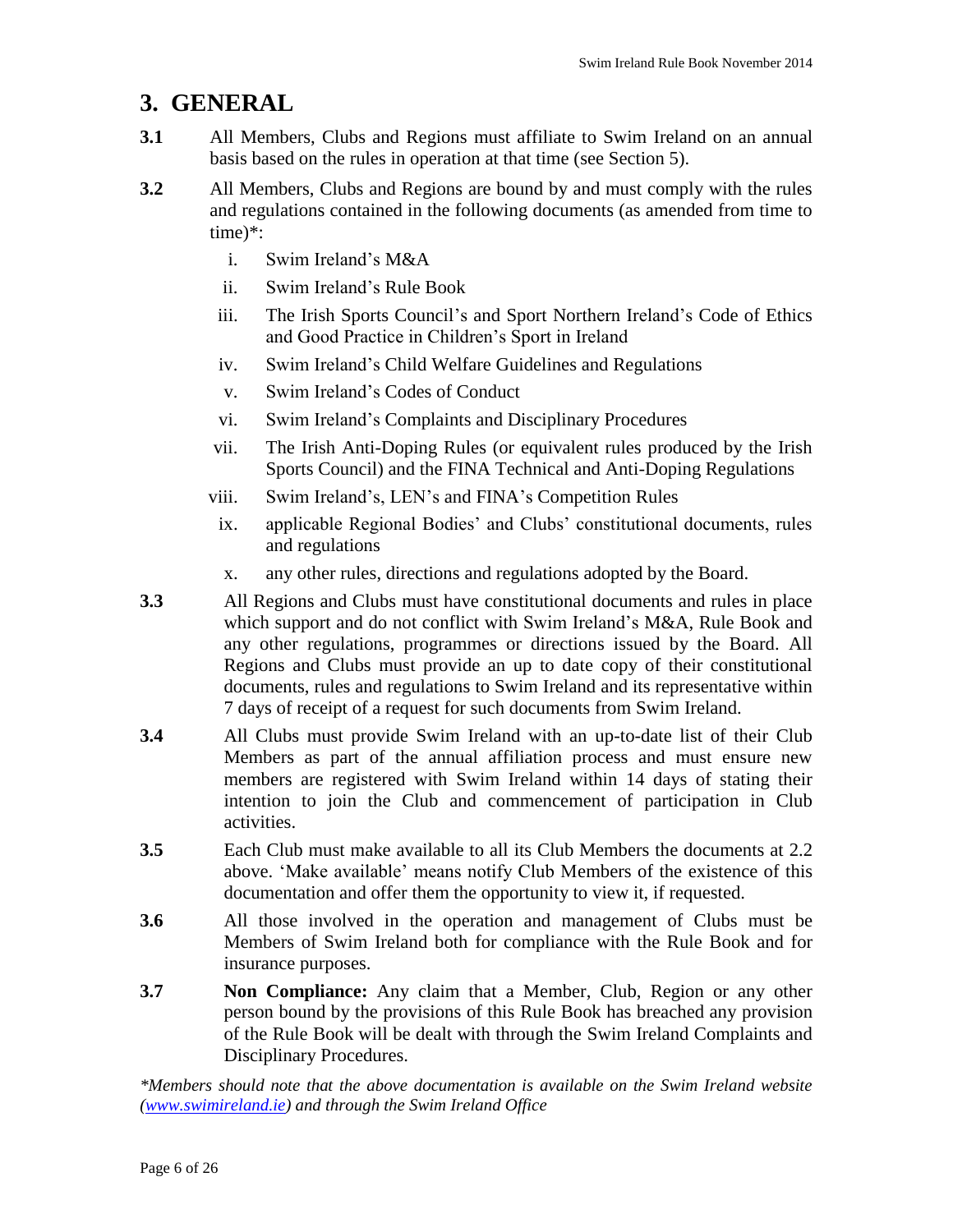# 3. GENERAL

**3.1** All Members, Clubs and Regions must affiliate to Swim Ireland on an annual basis based on the rules in operation at that time (see Section 5).

**3.2** All Members, Clubs and Regions are bound by and must comply with the rules and regulations contained in the following documents (as amended from time to time)*:

i. Swim Ireland's M&A

ii. Swim Ireland's Rule Book

iii. The Irish Sports Council's and Sport Northern Ireland's Code of Ethics and Good Practice in Children's Sport in Ireland

iv. Swim Ireland's Child Welfare Guidelines and Regulations

v. Swim Ireland's Codes of Conduct

vi. Swim Ireland's Complaints and Disciplinary Procedures

vii. The Irish Anti-Doping Rules (or equivalent rules produced by the Irish Sports Council) and the FINA Technical and Anti-Doping Regulations

viii. Swim Ireland's, LEN's and FINA's Competition Rules

ix. applicable Regional Bodies' and Clubs' constitutional documents, rules and regulations

x. any other rules, directions and regulations adopted by the Board.

**3.3** All Regions and Clubs must have constitutional documents and rules in place which support and do not conflict with Swim Ireland's M&A, Rule Book and any other regulations, programmes or directions issued by the Board. All Regions and Clubs must provide an up to date copy of their constitutional documents, rules and regulations to Swim Ireland and its representative within 7 days of receipt of a request for such documents from Swim Ireland.

**3.4** All Clubs must provide Swim Ireland with an up-to-date list of their Club Members as part of the annual affiliation process and must ensure new members are registered with Swim Ireland within 14 days of stating their intention to join the Club and commencement of participation in Club activities.

**3.5** Each Club must make available to all its Club Members the documents at 2.2 above. 'Make available' means notify Club Members of the existence of this documentation and offer them the opportunity to view it, if requested.

**3.6** All those involved in the operation and management of Clubs must be Members of Swim Ireland both for compliance with the Rule Book and for insurance purposes.

**3.7** **Non Compliance:** Any claim that a Member, Club, Region or any other person bound by the provisions of this Rule Book has breached any provision of the Rule Book will be dealt with through the Swim Ireland Complaints and Disciplinary Procedures.

*\*Members should note that the above documentation is available on the Swim Ireland website ([www.swimireland.ie](http://www.swimireland.ie)) and through the Swim Ireland Office*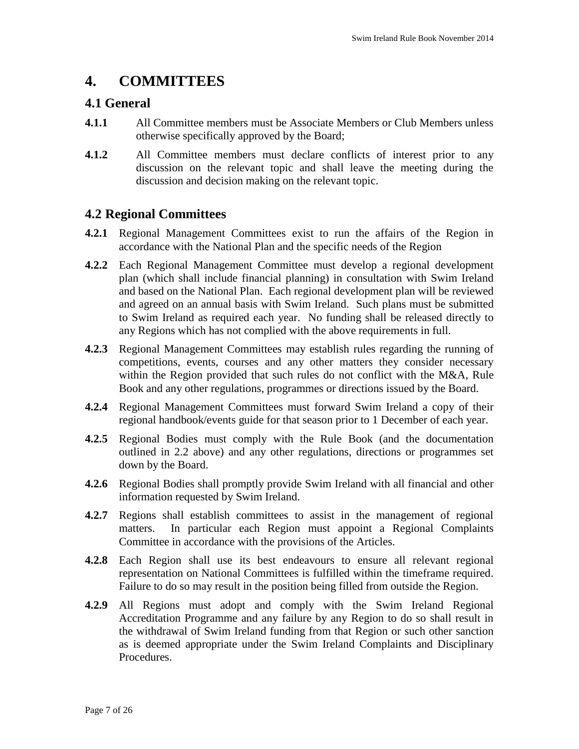# 4. COMMITTEES

## 4.1 General

**4.1.1** All Committee members must be Associate Members or Club Members unless otherwise specifically approved by the Board;

**4.1.2** All Committee members must declare conflicts of interest prior to any discussion on the relevant topic and shall leave the meeting during the discussion and decision making on the relevant topic.

## 4.2 Regional Committees

**4.2.1** Regional Management Committees exist to run the affairs of the Region in accordance with the National Plan and the specific needs of the Region

**4.2.2** Each Regional Management Committee must develop a regional development plan (which shall include financial planning) in consultation with Swim Ireland and based on the National Plan. Each regional development plan will be reviewed and agreed on an annual basis with Swim Ireland. Such plans must be submitted to Swim Ireland as required each year. No funding shall be released directly to any Regions which has not complied with the above requirements in full.

**4.2.3** Regional Management Committees may establish rules regarding the running of competitions, events, courses and any other matters they consider necessary within the Region provided that such rules do not conflict with the M&A, Rule Book and any other regulations, programmes or directions issued by the Board.

**4.2.4** Regional Management Committees must forward Swim Ireland a copy of their regional handbook/events guide for that season prior to 1 December of each year.

**4.2.5** Regional Bodies must comply with the Rule Book (and the documentation outlined in 2.2 above) and any other regulations, directions or programmes set down by the Board.

**4.2.6** Regional Bodies shall promptly provide Swim Ireland with all financial and other information requested by Swim Ireland.

**4.2.7** Regions shall establish committees to assist in the management of regional matters. In particular each Region must appoint a Regional Complaints Committee in accordance with the provisions of the Articles.

**4.2.8** Each Region shall use its best endeavours to ensure all relevant regional representation on National Committees is fulfilled within the timeframe required. Failure to do so may result in the position being filled from outside the Region.

**4.2.9** All Regions must adopt and comply with the Swim Ireland Regional Accreditation Programme and any failure by any Region to do so shall result in the withdrawal of Swim Ireland funding from that Region or such other sanction as is deemed appropriate under the Swim Ireland Complaints and Disciplinary Procedures.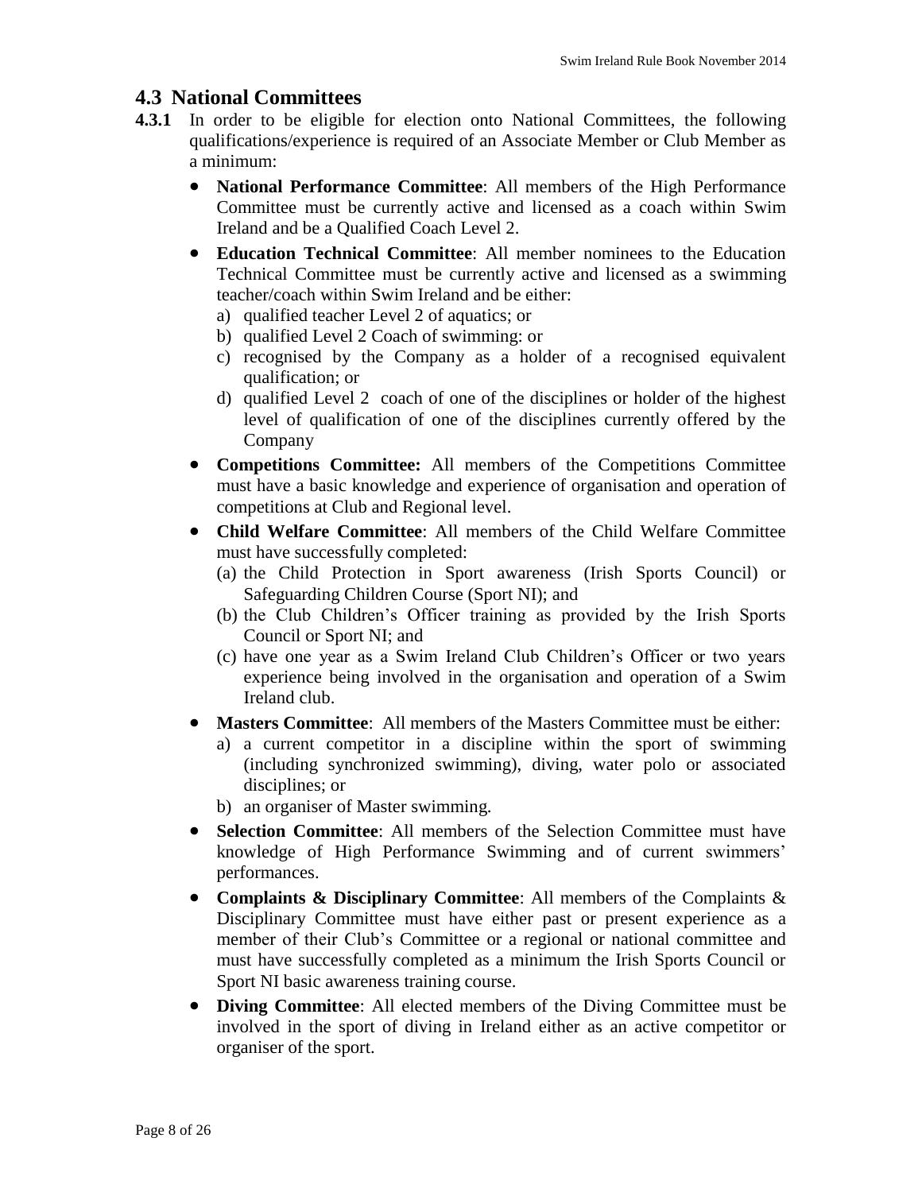## 4.3 National Committees

**4.3.1** In order to be eligible for election onto National Committees, the following qualifications/experience is required of an Associate Member or Club Member as a minimum:

- **National Performance Committee**: All members of the High Performance Committee must be currently active and licensed as a coach within Swim Ireland and be a Qualified Coach Level 2.
- **Education Technical Committee**: All member nominees to the Education Technical Committee must be currently active and licensed as a swimming teacher/coach within Swim Ireland and be either:
  a) qualified teacher Level 2 of aquatics; or
  b) qualified Level 2 Coach of swimming: or
  c) recognised by the Company as a holder of a recognised equivalent qualification; or
  d) qualified Level 2 coach of one of the disciplines or holder of the highest level of qualification of one of the disciplines currently offered by the Company
- **Competitions Committee:** All members of the Competitions Committee must have a basic knowledge and experience of organisation and operation of competitions at Club and Regional level.
- **Child Welfare Committee**: All members of the Child Welfare Committee must have successfully completed:
  (a) the Child Protection in Sport awareness (Irish Sports Council) or Safeguarding Children Course (Sport NI); and
  (b) the Club Children's Officer training as provided by the Irish Sports Council or Sport NI; and
  (c) have one year as a Swim Ireland Club Children's Officer or two years experience being involved in the organisation and operation of a Swim Ireland club.
- **Masters Committee**: All members of the Masters Committee must be either:
  a) a current competitor in a discipline within the sport of swimming (including synchronized swimming), diving, water polo or associated disciplines; or
  b) an organiser of Master swimming.
- **Selection Committee**: All members of the Selection Committee must have knowledge of High Performance Swimming and of current swimmers' performances.
- **Complaints & Disciplinary Committee**: All members of the Complaints & Disciplinary Committee must have either past or present experience as a member of their Club's Committee or a regional or national committee and must have successfully completed as a minimum the Irish Sports Council or Sport NI basic awareness training course.
- **Diving Committee**: All elected members of the Diving Committee must be involved in the sport of diving in Ireland either as an active competitor or organiser of the sport.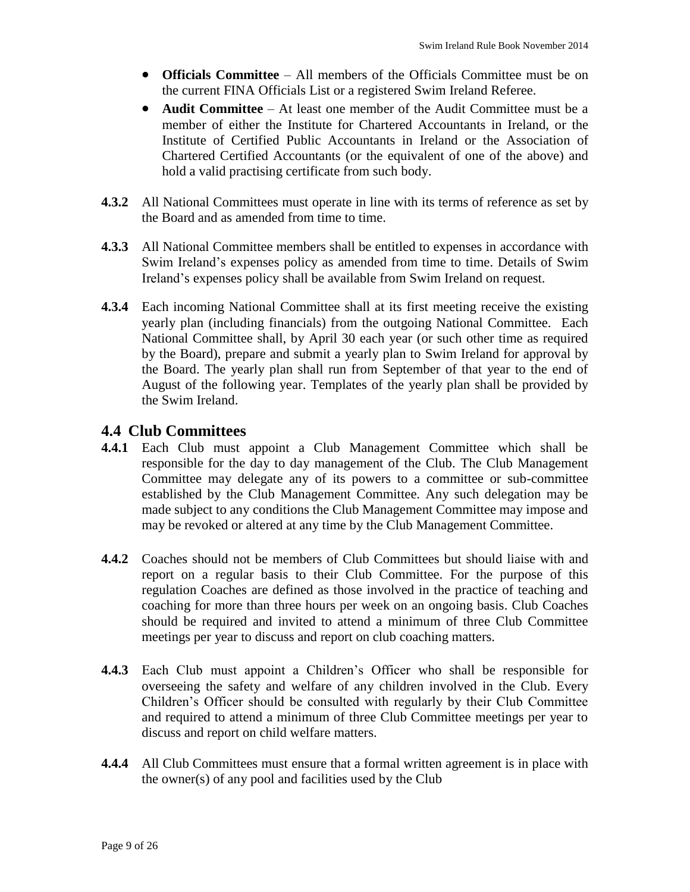- **Officials Committee** – All members of the Officials Committee must be on the current FINA Officials List or a registered Swim Ireland Referee.
- **Audit Committee** – At least one member of the Audit Committee must be a member of either the Institute for Chartered Accountants in Ireland, or the Institute of Certified Public Accountants in Ireland or the Association of Chartered Certified Accountants (or the equivalent of one of the above) and hold a valid practising certificate from such body.

**4.3.2** All National Committees must operate in line with its terms of reference as set by the Board and as amended from time to time.

**4.3.3** All National Committee members shall be entitled to expenses in accordance with Swim Ireland's expenses policy as amended from time to time. Details of Swim Ireland's expenses policy shall be available from Swim Ireland on request.

**4.3.4** Each incoming National Committee shall at its first meeting receive the existing yearly plan (including financials) from the outgoing National Committee. Each National Committee shall, by April 30 each year (or such other time as required by the Board), prepare and submit a yearly plan to Swim Ireland for approval by the Board. The yearly plan shall run from September of that year to the end of August of the following year. Templates of the yearly plan shall be provided by the Swim Ireland.

## 4.4 Club Committees

**4.4.1** Each Club must appoint a Club Management Committee which shall be responsible for the day to day management of the Club. The Club Management Committee may delegate any of its powers to a committee or sub-committee established by the Club Management Committee. Any such delegation may be made subject to any conditions the Club Management Committee may impose and may be revoked or altered at any time by the Club Management Committee.

**4.4.2** Coaches should not be members of Club Committees but should liaise with and report on a regular basis to their Club Committee. For the purpose of this regulation Coaches are defined as those involved in the practice of teaching and coaching for more than three hours per week on an ongoing basis. Club Coaches should be required and invited to attend a minimum of three Club Committee meetings per year to discuss and report on club coaching matters.

**4.4.3** Each Club must appoint a Children's Officer who shall be responsible for overseeing the safety and welfare of any children involved in the Club. Every Children's Officer should be consulted with regularly by their Club Committee and required to attend a minimum of three Club Committee meetings per year to discuss and report on child welfare matters.

**4.4.4** All Club Committees must ensure that a formal written agreement is in place with the owner(s) of any pool and facilities used by the Club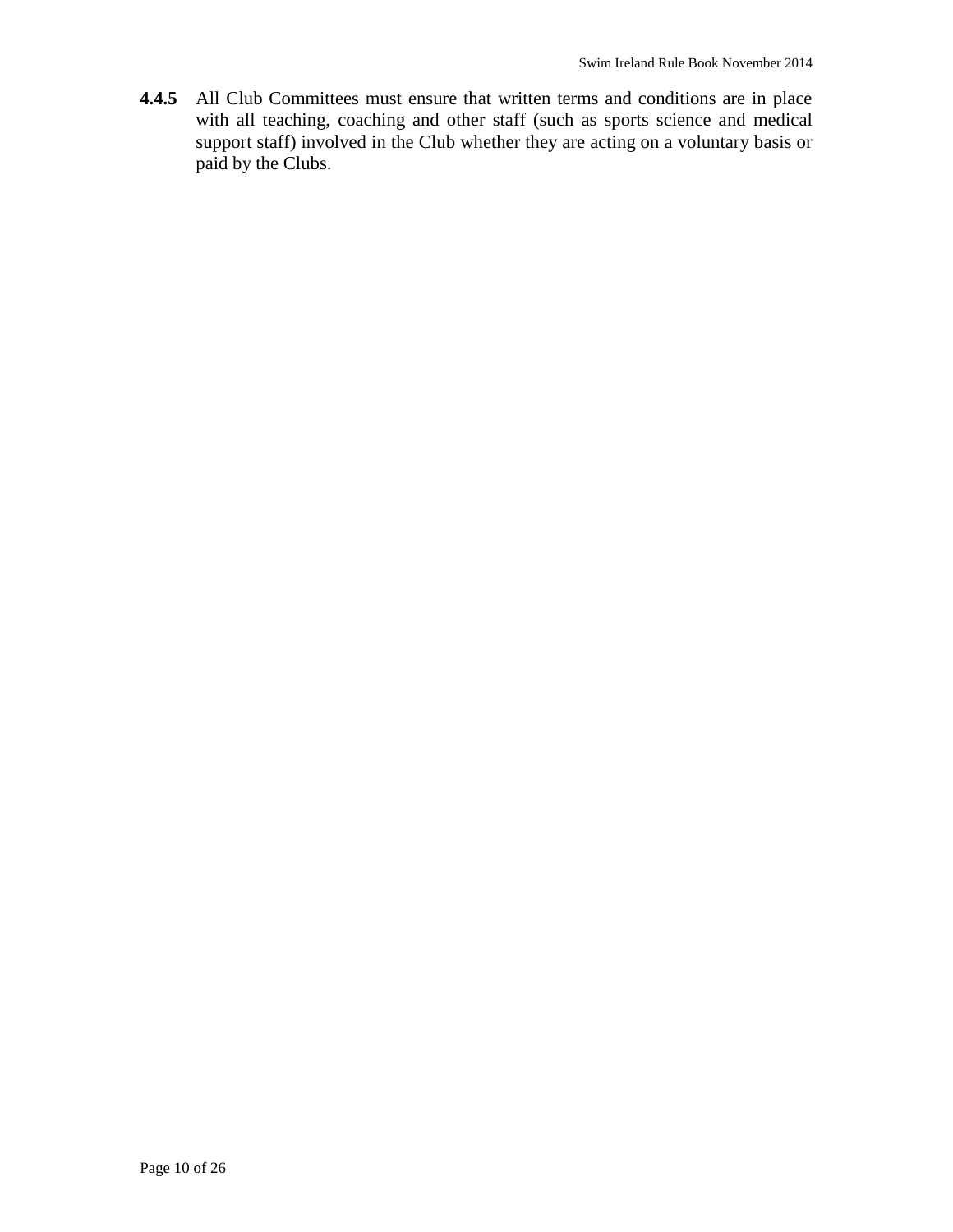**4.4.5** All Club Committees must ensure that written terms and conditions are in place with all teaching, coaching and other staff (such as sports science and medical support staff) involved in the Club whether they are acting on a voluntary basis or paid by the Clubs.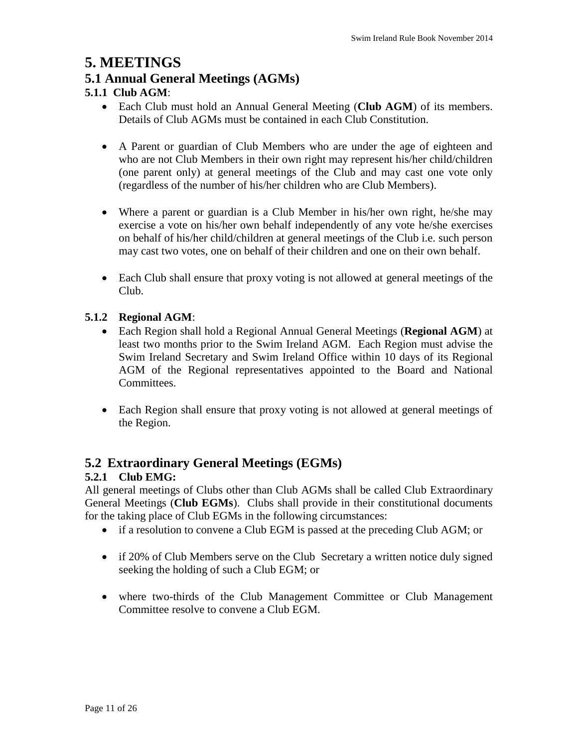# 5. MEETINGS

## 5.1 Annual General Meetings (AGMs)

### 5.1.1 Club AGM:

- Each Club must hold an Annual General Meeting (**Club AGM**) of its members. Details of Club AGMs must be contained in each Club Constitution.

- A Parent or guardian of Club Members who are under the age of eighteen and who are not Club Members in their own right may represent his/her child/children (one parent only) at general meetings of the Club and may cast one vote only (regardless of the number of his/her children who are Club Members).

- Where a parent or guardian is a Club Member in his/her own right, he/she may exercise a vote on his/her own behalf independently of any vote he/she exercises on behalf of his/her child/children at general meetings of the Club i.e. such person may cast two votes, one on behalf of their children and one on their own behalf.

- Each Club shall ensure that proxy voting is not allowed at general meetings of the Club.

### 5.1.2 Regional AGM:

- Each Region shall hold a Regional Annual General Meetings (**Regional AGM**) at least two months prior to the Swim Ireland AGM. Each Region must advise the Swim Ireland Secretary and Swim Ireland Office within 10 days of its Regional AGM of the Regional representatives appointed to the Board and National Committees.

- Each Region shall ensure that proxy voting is not allowed at general meetings of the Region.

## 5.2 Extraordinary General Meetings (EGMs)

### 5.2.1 Club EMG:

All general meetings of Clubs other than Club AGMs shall be called Club Extraordinary General Meetings (**Club EGMs**). Clubs shall provide in their constitutional documents for the taking place of Club EGMs in the following circumstances:

- if a resolution to convene a Club EGM is passed at the preceding Club AGM; or

- if 20% of Club Members serve on the Club Secretary a written notice duly signed seeking the holding of such a Club EGM; or

- where two-thirds of the Club Management Committee or Club Management Committee resolve to convene a Club EGM.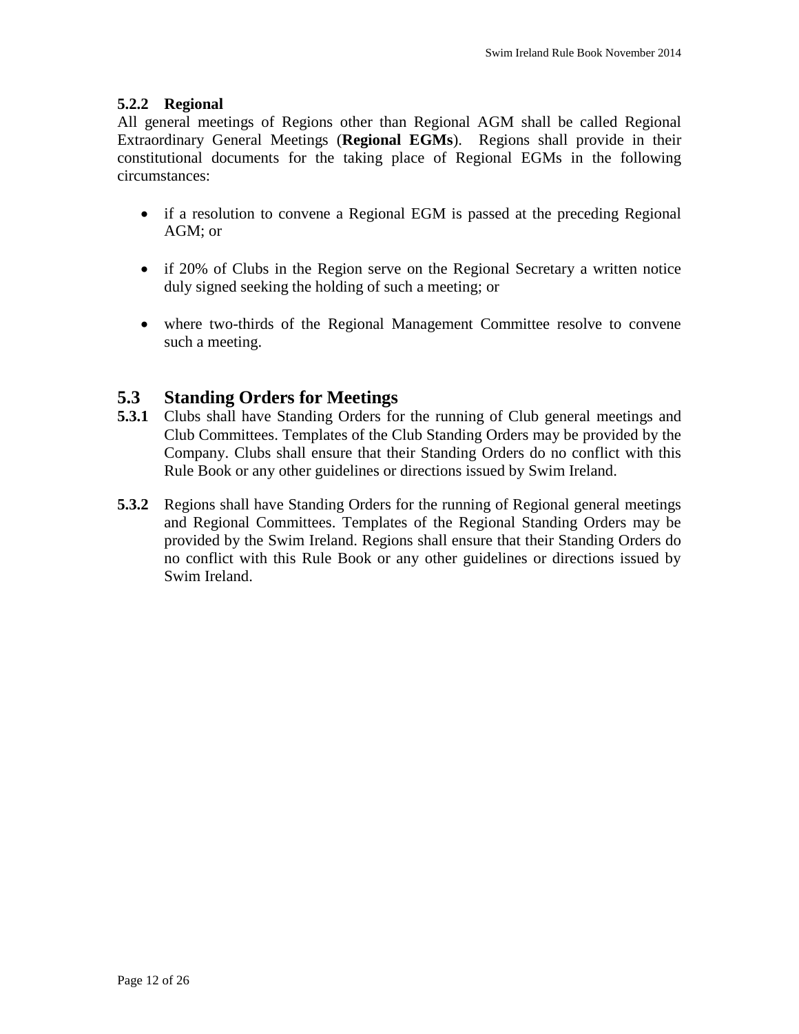#### 5.2.2 Regional

All general meetings of Regions other than Regional AGM shall be called Regional Extraordinary General Meetings (**Regional EGMs**). Regions shall provide in their constitutional documents for the taking place of Regional EGMs in the following circumstances:

- if a resolution to convene a Regional EGM is passed at the preceding Regional AGM; or
- if 20% of Clubs in the Region serve on the Regional Secretary a written notice duly signed seeking the holding of such a meeting; or
- where two-thirds of the Regional Management Committee resolve to convene such a meeting.

## 5.3 Standing Orders for Meetings

**5.3.1** Clubs shall have Standing Orders for the running of Club general meetings and Club Committees. Templates of the Club Standing Orders may be provided by the Company. Clubs shall ensure that their Standing Orders do no conflict with this Rule Book or any other guidelines or directions issued by Swim Ireland.

**5.3.2** Regions shall have Standing Orders for the running of Regional general meetings and Regional Committees. Templates of the Regional Standing Orders may be provided by the Swim Ireland. Regions shall ensure that their Standing Orders do no conflict with this Rule Book or any other guidelines or directions issued by Swim Ireland.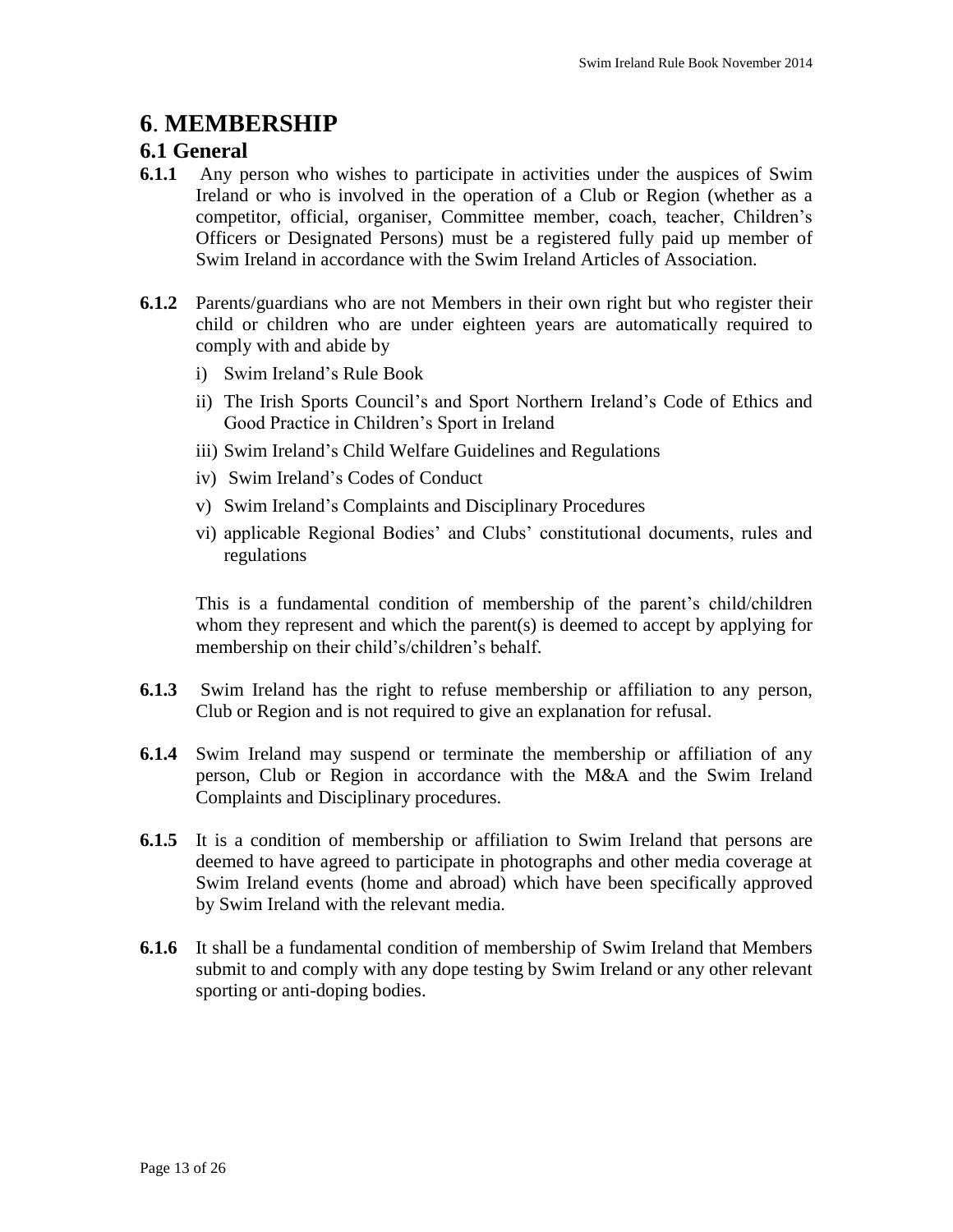# 6. MEMBERSHIP

## 6.1 General

**6.1.1** Any person who wishes to participate in activities under the auspices of Swim Ireland or who is involved in the operation of a Club or Region (whether as a competitor, official, organiser, Committee member, coach, teacher, Children's Officers or Designated Persons) must be a registered fully paid up member of Swim Ireland in accordance with the Swim Ireland Articles of Association.

**6.1.2** Parents/guardians who are not Members in their own right but who register their child or children who are under eighteen years are automatically required to comply with and abide by

i) Swim Ireland's Rule Book

ii) The Irish Sports Council's and Sport Northern Ireland's Code of Ethics and Good Practice in Children's Sport in Ireland

iii) Swim Ireland's Child Welfare Guidelines and Regulations

iv) Swim Ireland's Codes of Conduct

v) Swim Ireland's Complaints and Disciplinary Procedures

vi) applicable Regional Bodies' and Clubs' constitutional documents, rules and regulations

This is a fundamental condition of membership of the parent's child/children whom they represent and which the parent(s) is deemed to accept by applying for membership on their child's/children's behalf.

**6.1.3** Swim Ireland has the right to refuse membership or affiliation to any person, Club or Region and is not required to give an explanation for refusal.

**6.1.4** Swim Ireland may suspend or terminate the membership or affiliation of any person, Club or Region in accordance with the M&A and the Swim Ireland Complaints and Disciplinary procedures.

**6.1.5** It is a condition of membership or affiliation to Swim Ireland that persons are deemed to have agreed to participate in photographs and other media coverage at Swim Ireland events (home and abroad) which have been specifically approved by Swim Ireland with the relevant media.

**6.1.6** It shall be a fundamental condition of membership of Swim Ireland that Members submit to and comply with any dope testing by Swim Ireland or any other relevant sporting or anti-doping bodies.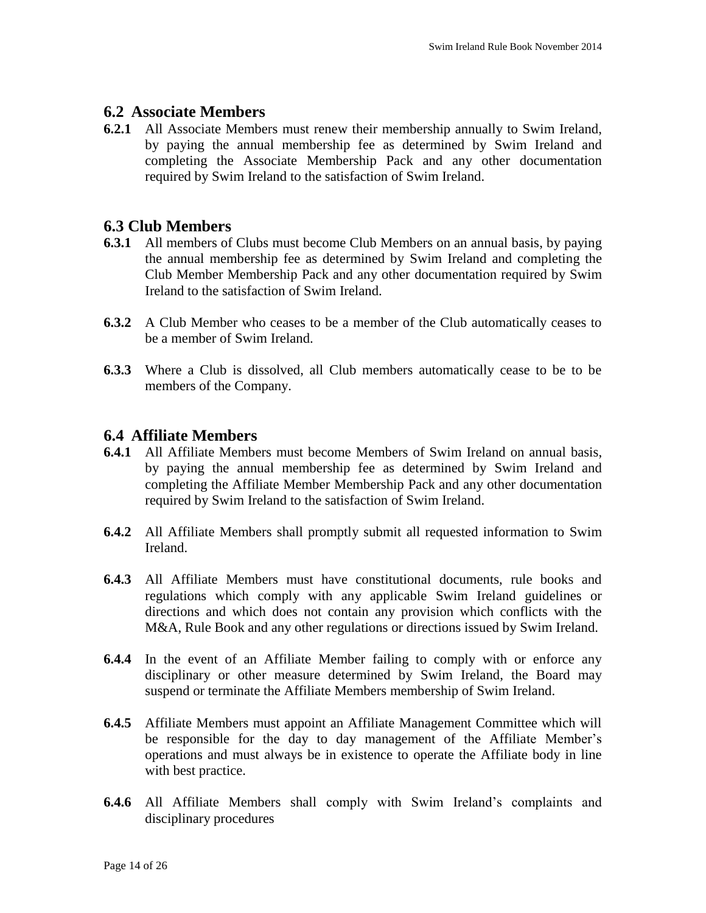## 6.2 Associate Members

**6.2.1** All Associate Members must renew their membership annually to Swim Ireland, by paying the annual membership fee as determined by Swim Ireland and completing the Associate Membership Pack and any other documentation required by Swim Ireland to the satisfaction of Swim Ireland.

## 6.3 Club Members

**6.3.1** All members of Clubs must become Club Members on an annual basis, by paying the annual membership fee as determined by Swim Ireland and completing the Club Member Membership Pack and any other documentation required by Swim Ireland to the satisfaction of Swim Ireland.

**6.3.2** A Club Member who ceases to be a member of the Club automatically ceases to be a member of Swim Ireland.

**6.3.3** Where a Club is dissolved, all Club members automatically cease to be to be members of the Company.

## 6.4 Affiliate Members

**6.4.1** All Affiliate Members must become Members of Swim Ireland on annual basis, by paying the annual membership fee as determined by Swim Ireland and completing the Affiliate Member Membership Pack and any other documentation required by Swim Ireland to the satisfaction of Swim Ireland.

**6.4.2** All Affiliate Members shall promptly submit all requested information to Swim Ireland.

**6.4.3** All Affiliate Members must have constitutional documents, rule books and regulations which comply with any applicable Swim Ireland guidelines or directions and which does not contain any provision which conflicts with the M&A, Rule Book and any other regulations or directions issued by Swim Ireland.

**6.4.4** In the event of an Affiliate Member failing to comply with or enforce any disciplinary or other measure determined by Swim Ireland, the Board may suspend or terminate the Affiliate Members membership of Swim Ireland.

**6.4.5** Affiliate Members must appoint an Affiliate Management Committee which will be responsible for the day to day management of the Affiliate Member's operations and must always be in existence to operate the Affiliate body in line with best practice.

**6.4.6** All Affiliate Members shall comply with Swim Ireland's complaints and disciplinary procedures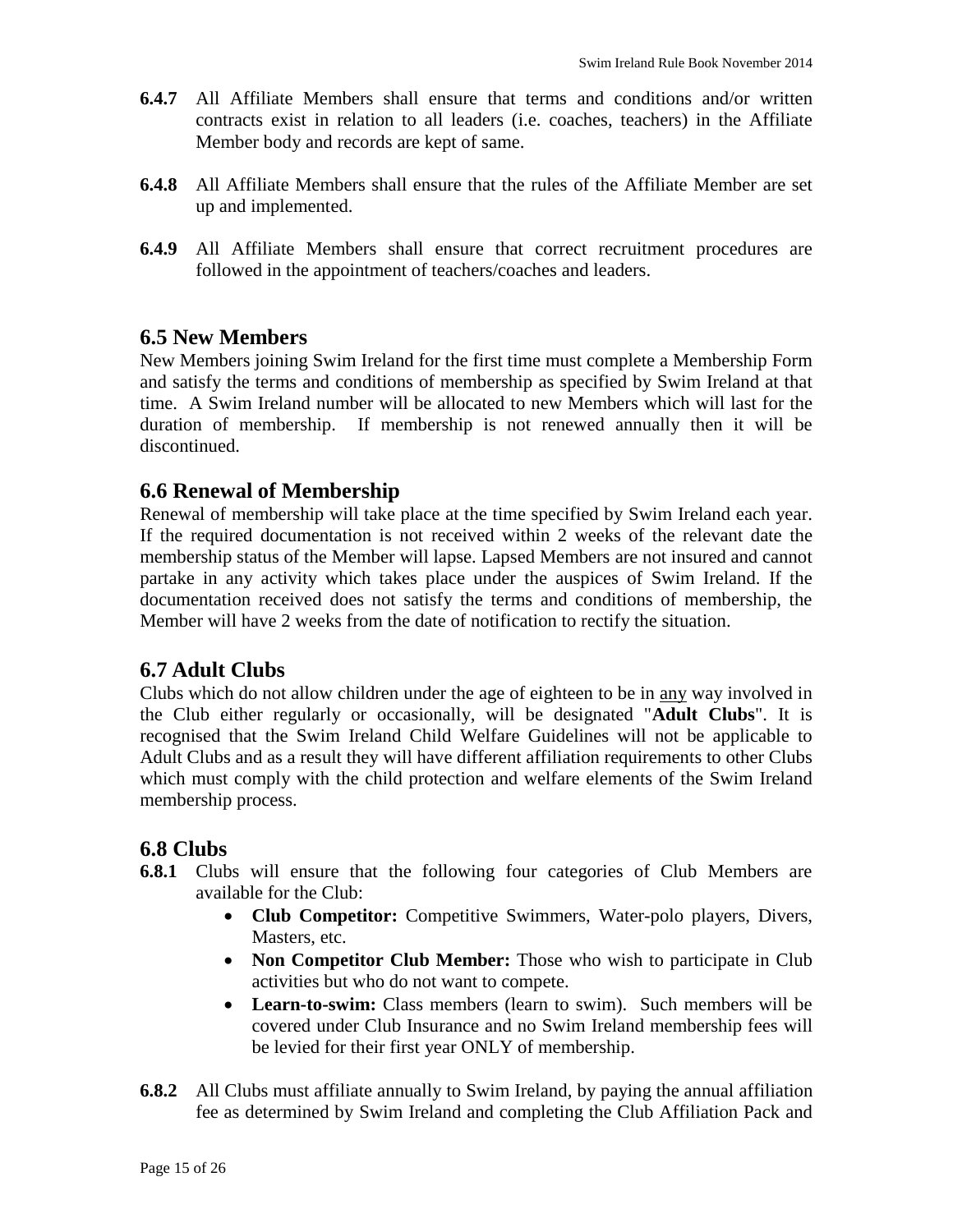**6.4.7** All Affiliate Members shall ensure that terms and conditions and/or written contracts exist in relation to all leaders (i.e. coaches, teachers) in the Affiliate Member body and records are kept of same.

**6.4.8** All Affiliate Members shall ensure that the rules of the Affiliate Member are set up and implemented.

**6.4.9** All Affiliate Members shall ensure that correct recruitment procedures are followed in the appointment of teachers/coaches and leaders.

## 6.5 New Members

New Members joining Swim Ireland for the first time must complete a Membership Form and satisfy the terms and conditions of membership as specified by Swim Ireland at that time. A Swim Ireland number will be allocated to new Members which will last for the duration of membership. If membership is not renewed annually then it will be discontinued.

## 6.6 Renewal of Membership

Renewal of membership will take place at the time specified by Swim Ireland each year. If the required documentation is not received within 2 weeks of the relevant date the membership status of the Member will lapse. Lapsed Members are not insured and cannot partake in any activity which takes place under the auspices of Swim Ireland. If the documentation received does not satisfy the terms and conditions of membership, the Member will have 2 weeks from the date of notification to rectify the situation.

## 6.7 Adult Clubs

Clubs which do not allow children under the age of eighteen to be in any way involved in the Club either regularly or occasionally, will be designated "**Adult Clubs**". It is recognised that the Swim Ireland Child Welfare Guidelines will not be applicable to Adult Clubs and as a result they will have different affiliation requirements to other Clubs which must comply with the child protection and welfare elements of the Swim Ireland membership process.

## 6.8 Clubs

**6.8.1** Clubs will ensure that the following four categories of Club Members are available for the Club:

- **Club Competitor:** Competitive Swimmers, Water-polo players, Divers, Masters, etc.
- **Non Competitor Club Member:** Those who wish to participate in Club activities but who do not want to compete.
- **Learn-to-swim:** Class members (learn to swim). Such members will be covered under Club Insurance and no Swim Ireland membership fees will be levied for their first year ONLY of membership.

**6.8.2** All Clubs must affiliate annually to Swim Ireland, by paying the annual affiliation fee as determined by Swim Ireland and completing the Club Affiliation Pack and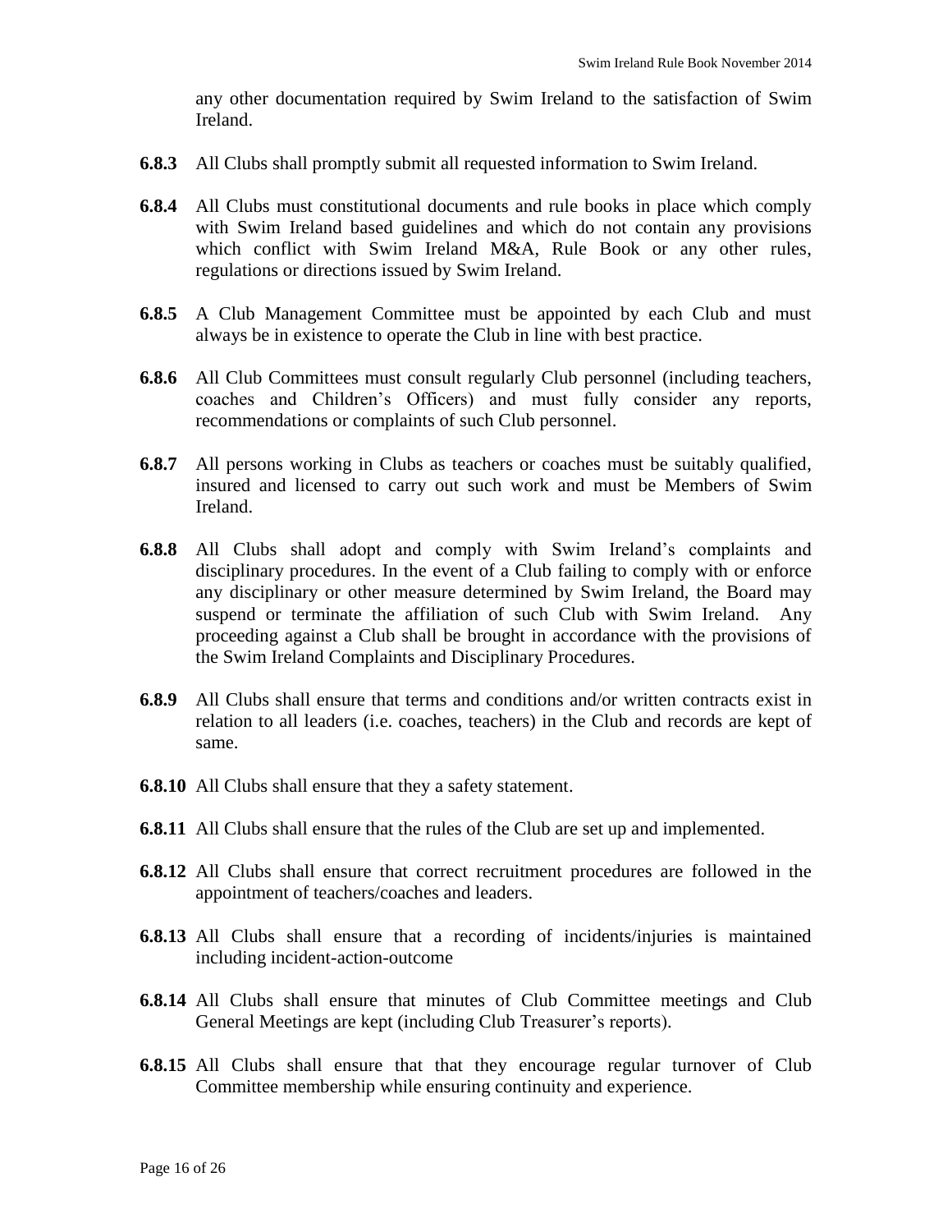any other documentation required by Swim Ireland to the satisfaction of Swim Ireland.

**6.8.3** All Clubs shall promptly submit all requested information to Swim Ireland.

**6.8.4** All Clubs must constitutional documents and rule books in place which comply with Swim Ireland based guidelines and which do not contain any provisions which conflict with Swim Ireland M&A, Rule Book or any other rules, regulations or directions issued by Swim Ireland.

**6.8.5** A Club Management Committee must be appointed by each Club and must always be in existence to operate the Club in line with best practice.

**6.8.6** All Club Committees must consult regularly Club personnel (including teachers, coaches and Children's Officers) and must fully consider any reports, recommendations or complaints of such Club personnel.

**6.8.7** All persons working in Clubs as teachers or coaches must be suitably qualified, insured and licensed to carry out such work and must be Members of Swim Ireland.

**6.8.8** All Clubs shall adopt and comply with Swim Ireland's complaints and disciplinary procedures. In the event of a Club failing to comply with or enforce any disciplinary or other measure determined by Swim Ireland, the Board may suspend or terminate the affiliation of such Club with Swim Ireland. Any proceeding against a Club shall be brought in accordance with the provisions of the Swim Ireland Complaints and Disciplinary Procedures.

**6.8.9** All Clubs shall ensure that terms and conditions and/or written contracts exist in relation to all leaders (i.e. coaches, teachers) in the Club and records are kept of same.

**6.8.10** All Clubs shall ensure that they a safety statement.

**6.8.11** All Clubs shall ensure that the rules of the Club are set up and implemented.

**6.8.12** All Clubs shall ensure that correct recruitment procedures are followed in the appointment of teachers/coaches and leaders.

**6.8.13** All Clubs shall ensure that a recording of incidents/injuries is maintained including incident-action-outcome

**6.8.14** All Clubs shall ensure that minutes of Club Committee meetings and Club General Meetings are kept (including Club Treasurer's reports).

**6.8.15** All Clubs shall ensure that that they encourage regular turnover of Club Committee membership while ensuring continuity and experience.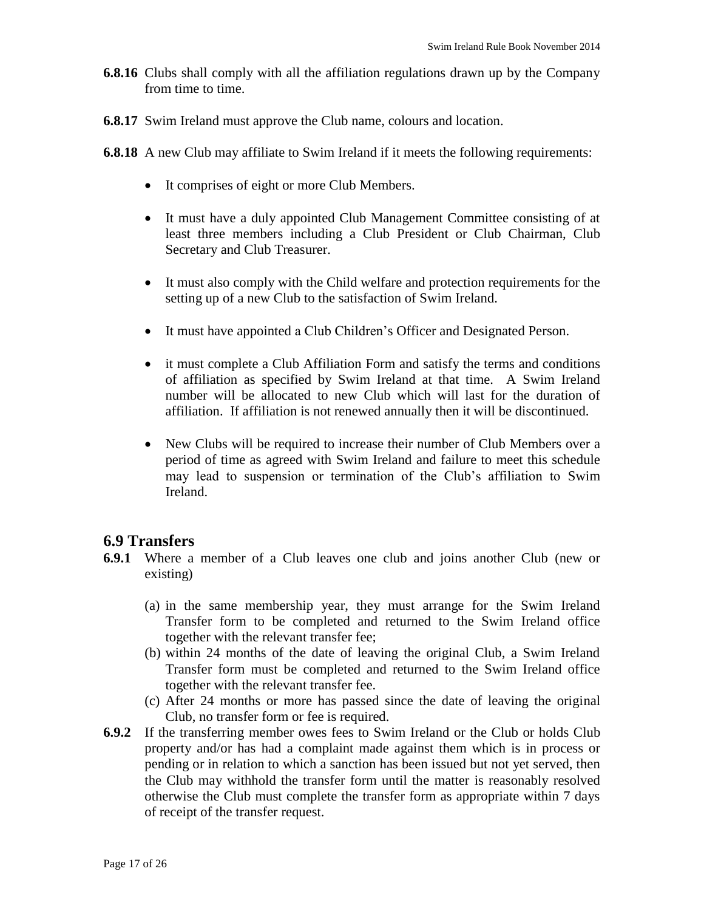**6.8.16** Clubs shall comply with all the affiliation regulations drawn up by the Company from time to time.

**6.8.17** Swim Ireland must approve the Club name, colours and location.

**6.8.18** A new Club may affiliate to Swim Ireland if it meets the following requirements:

- It comprises of eight or more Club Members.
- It must have a duly appointed Club Management Committee consisting of at least three members including a Club President or Club Chairman, Club Secretary and Club Treasurer.
- It must also comply with the Child welfare and protection requirements for the setting up of a new Club to the satisfaction of Swim Ireland.
- It must have appointed a Club Children's Officer and Designated Person.
- it must complete a Club Affiliation Form and satisfy the terms and conditions of affiliation as specified by Swim Ireland at that time. A Swim Ireland number will be allocated to new Club which will last for the duration of affiliation. If affiliation is not renewed annually then it will be discontinued.
- New Clubs will be required to increase their number of Club Members over a period of time as agreed with Swim Ireland and failure to meet this schedule may lead to suspension or termination of the Club's affiliation to Swim Ireland.

## 6.9 Transfers

**6.9.1** Where a member of a Club leaves one club and joins another Club (new or existing)

(a) in the same membership year, they must arrange for the Swim Ireland Transfer form to be completed and returned to the Swim Ireland office together with the relevant transfer fee;
(b) within 24 months of the date of leaving the original Club, a Swim Ireland Transfer form must be completed and returned to the Swim Ireland office together with the relevant transfer fee.
(c) After 24 months or more has passed since the date of leaving the original Club, no transfer form or fee is required.

**6.9.2** If the transferring member owes fees to Swim Ireland or the Club or holds Club property and/or has had a complaint made against them which is in process or pending or in relation to which a sanction has been issued but not yet served, then the Club may withhold the transfer form until the matter is reasonably resolved otherwise the Club must complete the transfer form as appropriate within 7 days of receipt of the transfer request.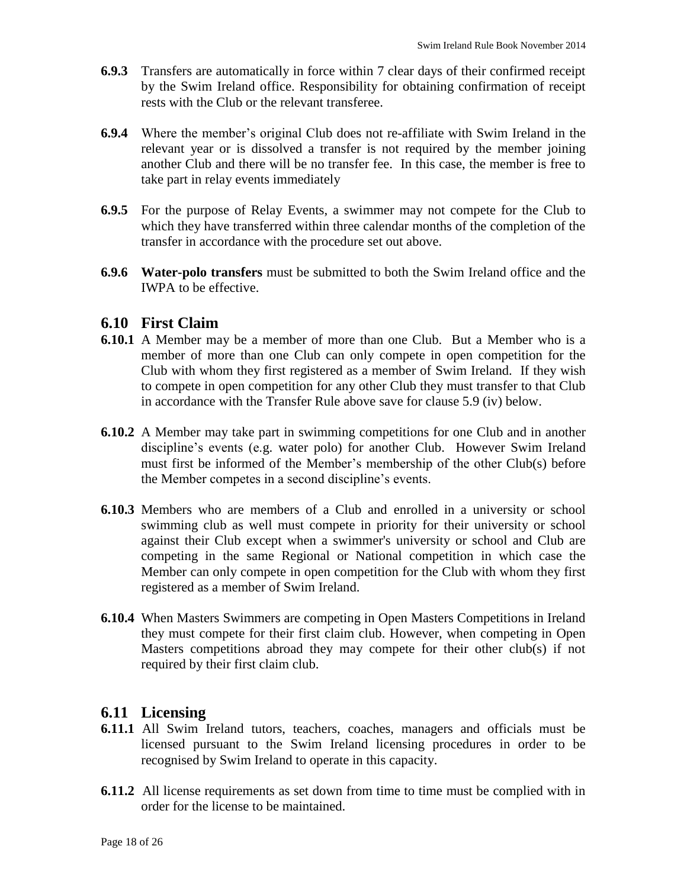**6.9.3** Transfers are automatically in force within 7 clear days of their confirmed receipt by the Swim Ireland office. Responsibility for obtaining confirmation of receipt rests with the Club or the relevant transferee.

**6.9.4** Where the member's original Club does not re-affiliate with Swim Ireland in the relevant year or is dissolved a transfer is not required by the member joining another Club and there will be no transfer fee. In this case, the member is free to take part in relay events immediately

**6.9.5** For the purpose of Relay Events, a swimmer may not compete for the Club to which they have transferred within three calendar months of the completion of the transfer in accordance with the procedure set out above.

**6.9.6** **Water-polo transfers** must be submitted to both the Swim Ireland office and the IWPA to be effective.

## 6.10 First Claim

**6.10.1** A Member may be a member of more than one Club. But a Member who is a member of more than one Club can only compete in open competition for the Club with whom they first registered as a member of Swim Ireland. If they wish to compete in open competition for any other Club they must transfer to that Club in accordance with the Transfer Rule above save for clause 5.9 (iv) below.

**6.10.2** A Member may take part in swimming competitions for one Club and in another discipline's events (e.g. water polo) for another Club. However Swim Ireland must first be informed of the Member's membership of the other Club(s) before the Member competes in a second discipline's events.

**6.10.3** Members who are members of a Club and enrolled in a university or school swimming club as well must compete in priority for their university or school against their Club except when a swimmer's university or school and Club are competing in the same Regional or National competition in which case the Member can only compete in open competition for the Club with whom they first registered as a member of Swim Ireland.

**6.10.4** When Masters Swimmers are competing in Open Masters Competitions in Ireland they must compete for their first claim club. However, when competing in Open Masters competitions abroad they may compete for their other club(s) if not required by their first claim club.

## 6.11 Licensing

**6.11.1** All Swim Ireland tutors, teachers, coaches, managers and officials must be licensed pursuant to the Swim Ireland licensing procedures in order to be recognised by Swim Ireland to operate in this capacity.

**6.11.2** All license requirements as set down from time to time must be complied with in order for the license to be maintained.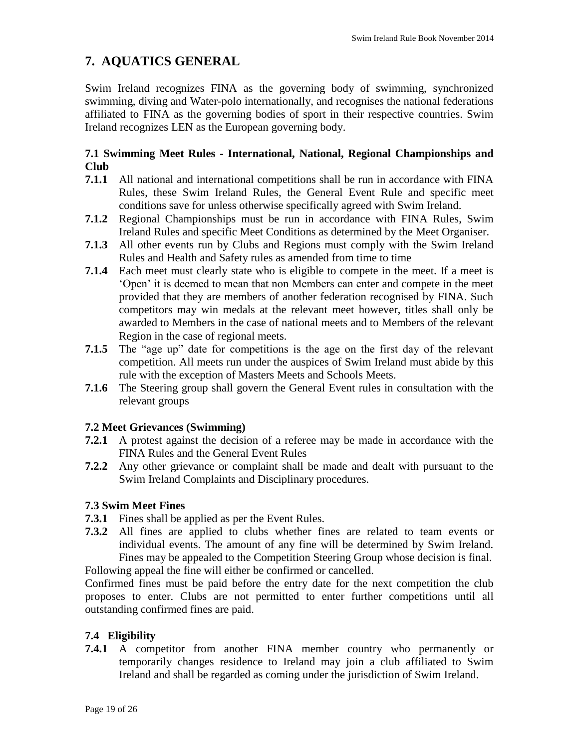# 7. AQUATICS GENERAL

Swim Ireland recognizes FINA as the governing body of swimming, synchronized swimming, diving and Water-polo internationally, and recognises the national federations affiliated to FINA as the governing bodies of sport in their respective countries. Swim Ireland recognizes LEN as the European governing body.

### 7.1 Swimming Meet Rules - International, National, Regional Championships and Club

**7.1.1** All national and international competitions shall be run in accordance with FINA Rules, these Swim Ireland Rules, the General Event Rule and specific meet conditions save for unless otherwise specifically agreed with Swim Ireland.

**7.1.2** Regional Championships must be run in accordance with FINA Rules, Swim Ireland Rules and specific Meet Conditions as determined by the Meet Organiser.

**7.1.3** All other events run by Clubs and Regions must comply with the Swim Ireland Rules and Health and Safety rules as amended from time to time

**7.1.4** Each meet must clearly state who is eligible to compete in the meet. If a meet is 'Open' it is deemed to mean that non Members can enter and compete in the meet provided that they are members of another federation recognised by FINA. Such competitors may win medals at the relevant meet however, titles shall only be awarded to Members in the case of national meets and to Members of the relevant Region in the case of regional meets.

**7.1.5** The "age up" date for competitions is the age on the first day of the relevant competition. All meets run under the auspices of Swim Ireland must abide by this rule with the exception of Masters Meets and Schools Meets.

**7.1.6** The Steering group shall govern the General Event rules in consultation with the relevant groups

### 7.2 Meet Grievances (Swimming)

**7.2.1** A protest against the decision of a referee may be made in accordance with the FINA Rules and the General Event Rules

**7.2.2** Any other grievance or complaint shall be made and dealt with pursuant to the Swim Ireland Complaints and Disciplinary procedures.

### 7.3 Swim Meet Fines

**7.3.1** Fines shall be applied as per the Event Rules.

**7.3.2** All fines are applied to clubs whether fines are related to team events or individual events. The amount of any fine will be determined by Swim Ireland. Fines may be appealed to the Competition Steering Group whose decision is final.

Following appeal the fine will either be confirmed or cancelled.

Confirmed fines must be paid before the entry date for the next competition the club proposes to enter. Clubs are not permitted to enter further competitions until all outstanding confirmed fines are paid.

### 7.4 Eligibility

**7.4.1** A competitor from another FINA member country who permanently or temporarily changes residence to Ireland may join a club affiliated to Swim Ireland and shall be regarded as coming under the jurisdiction of Swim Ireland.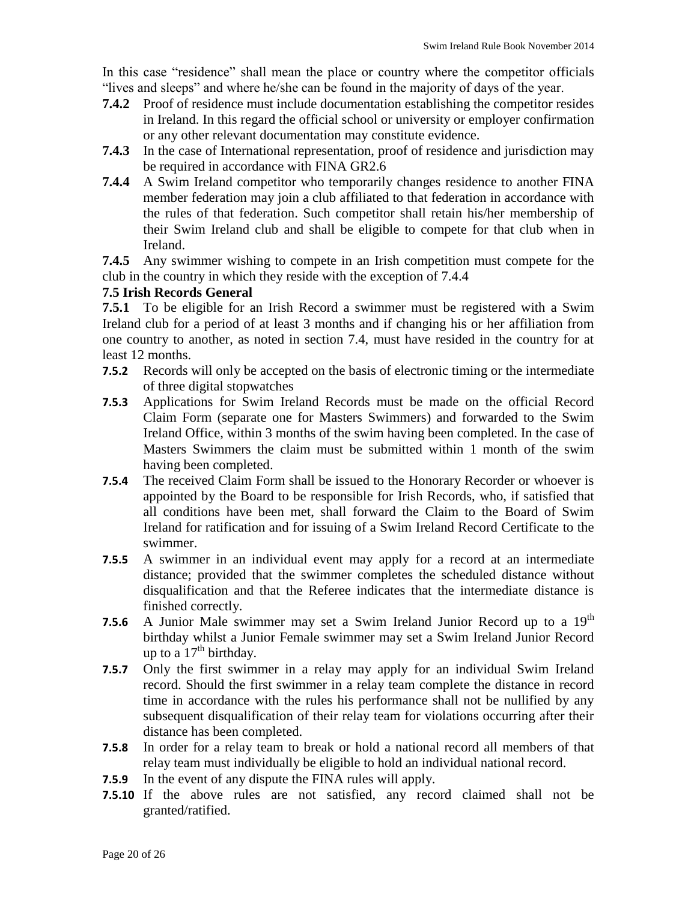In this case "residence" shall mean the place or country where the competitor officials "lives and sleeps" and where he/she can be found in the majority of days of the year.

**7.4.2** Proof of residence must include documentation establishing the competitor resides in Ireland. In this regard the official school or university or employer confirmation or any other relevant documentation may constitute evidence.

**7.4.3** In the case of International representation, proof of residence and jurisdiction may be required in accordance with FINA GR2.6

**7.4.4** A Swim Ireland competitor who temporarily changes residence to another FINA member federation may join a club affiliated to that federation in accordance with the rules of that federation. Such competitor shall retain his/her membership of their Swim Ireland club and shall be eligible to compete for that club when in Ireland.

**7.4.5** Any swimmer wishing to compete in an Irish competition must compete for the club in the country in which they reside with the exception of 7.4.4

### 7.5 Irish Records General

**7.5.1** To be eligible for an Irish Record a swimmer must be registered with a Swim Ireland club for a period of at least 3 months and if changing his or her affiliation from one country to another, as noted in section 7.4, must have resided in the country for at least 12 months.

**7.5.2** Records will only be accepted on the basis of electronic timing or the intermediate of three digital stopwatches

**7.5.3** Applications for Swim Ireland Records must be made on the official Record Claim Form (separate one for Masters Swimmers) and forwarded to the Swim Ireland Office, within 3 months of the swim having been completed. In the case of Masters Swimmers the claim must be submitted within 1 month of the swim having been completed.

**7.5.4** The received Claim Form shall be issued to the Honorary Recorder or whoever is appointed by the Board to be responsible for Irish Records, who, if satisfied that all conditions have been met, shall forward the Claim to the Board of Swim Ireland for ratification and for issuing of a Swim Ireland Record Certificate to the swimmer.

**7.5.5** A swimmer in an individual event may apply for a record at an intermediate distance; provided that the swimmer completes the scheduled distance without disqualification and that the Referee indicates that the intermediate distance is finished correctly.

**7.5.6** A Junior Male swimmer may set a Swim Ireland Junior Record up to a 19th birthday whilst a Junior Female swimmer may set a Swim Ireland Junior Record up to a 17th birthday.

**7.5.7** Only the first swimmer in a relay may apply for an individual Swim Ireland record. Should the first swimmer in a relay team complete the distance in record time in accordance with the rules his performance shall not be nullified by any subsequent disqualification of their relay team for violations occurring after their distance has been completed.

**7.5.8** In order for a relay team to break or hold a national record all members of that relay team must individually be eligible to hold an individual national record.

**7.5.9** In the event of any dispute the FINA rules will apply.

**7.5.10** If the above rules are not satisfied, any record claimed shall not be granted/ratified.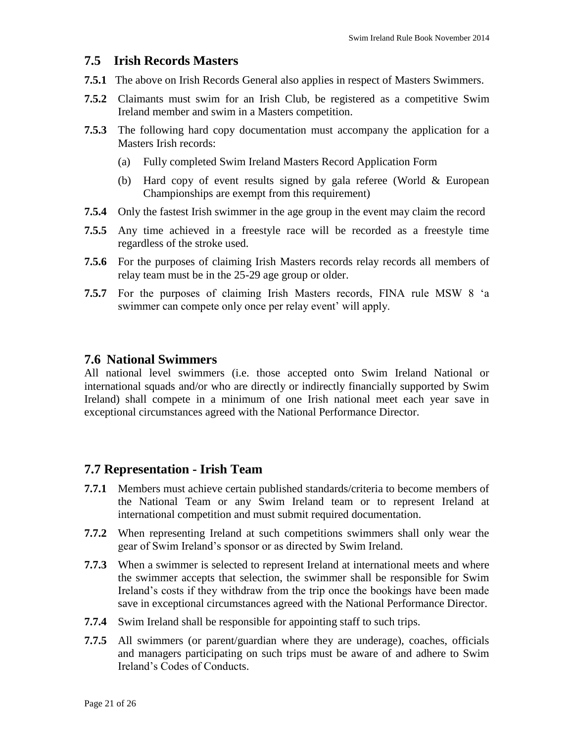## 7.5 Irish Records Masters

**7.5.1** The above on Irish Records General also applies in respect of Masters Swimmers.

**7.5.2** Claimants must swim for an Irish Club, be registered as a competitive Swim Ireland member and swim in a Masters competition.

**7.5.3** The following hard copy documentation must accompany the application for a Masters Irish records:

(a) Fully completed Swim Ireland Masters Record Application Form

(b) Hard copy of event results signed by gala referee (World & European Championships are exempt from this requirement)

**7.5.4** Only the fastest Irish swimmer in the age group in the event may claim the record

**7.5.5** Any time achieved in a freestyle race will be recorded as a freestyle time regardless of the stroke used.

**7.5.6** For the purposes of claiming Irish Masters records relay records all members of relay team must be in the 25-29 age group or older.

**7.5.7** For the purposes of claiming Irish Masters records, FINA rule MSW 8 'a swimmer can compete only once per relay event' will apply.

## 7.6 National Swimmers

All national level swimmers (i.e. those accepted onto Swim Ireland National or international squads and/or who are directly or indirectly financially supported by Swim Ireland) shall compete in a minimum of one Irish national meet each year save in exceptional circumstances agreed with the National Performance Director.

## 7.7 Representation - Irish Team

**7.7.1** Members must achieve certain published standards/criteria to become members of the National Team or any Swim Ireland team or to represent Ireland at international competition and must submit required documentation.

**7.7.2** When representing Ireland at such competitions swimmers shall only wear the gear of Swim Ireland's sponsor or as directed by Swim Ireland.

**7.7.3** When a swimmer is selected to represent Ireland at international meets and where the swimmer accepts that selection, the swimmer shall be responsible for Swim Ireland's costs if they withdraw from the trip once the bookings have been made save in exceptional circumstances agreed with the National Performance Director.

**7.7.4** Swim Ireland shall be responsible for appointing staff to such trips.

**7.7.5** All swimmers (or parent/guardian where they are underage), coaches, officials and managers participating on such trips must be aware of and adhere to Swim Ireland's Codes of Conducts.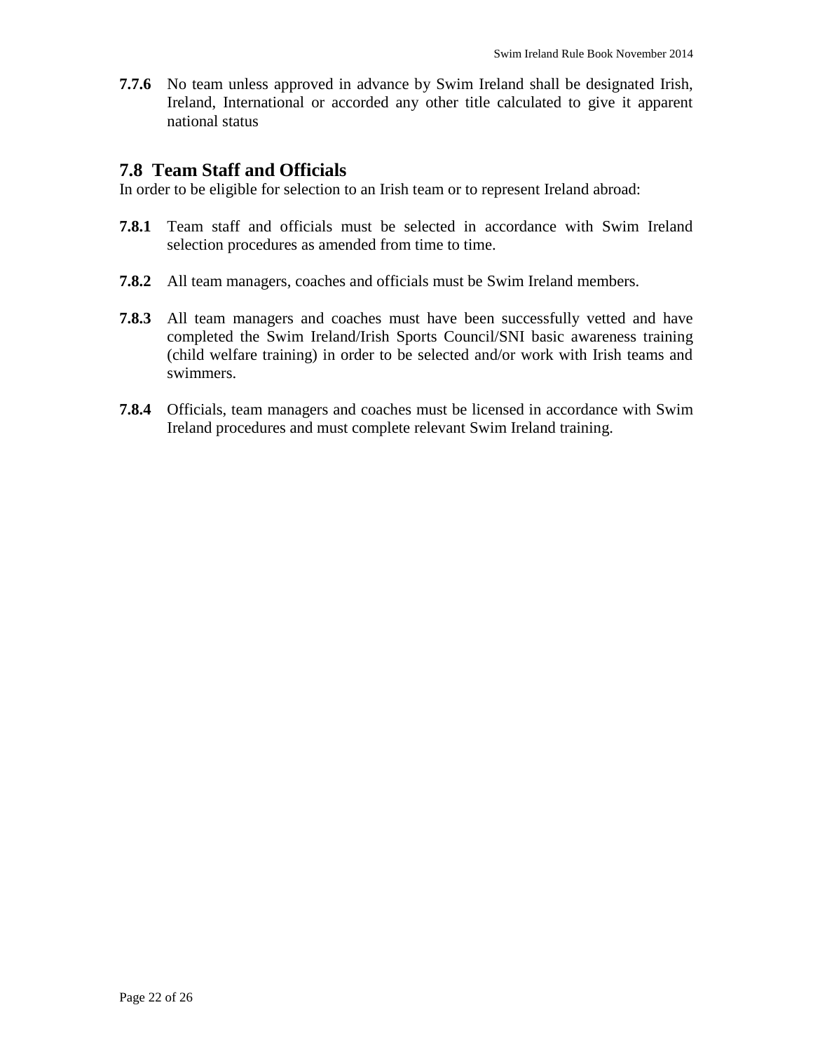**7.7.6** No team unless approved in advance by Swim Ireland shall be designated Irish, Ireland, International or accorded any other title calculated to give it apparent national status

## 7.8 Team Staff and Officials

In order to be eligible for selection to an Irish team or to represent Ireland abroad:

**7.8.1** Team staff and officials must be selected in accordance with Swim Ireland selection procedures as amended from time to time.

**7.8.2** All team managers, coaches and officials must be Swim Ireland members.

**7.8.3** All team managers and coaches must have been successfully vetted and have completed the Swim Ireland/Irish Sports Council/SNI basic awareness training (child welfare training) in order to be selected and/or work with Irish teams and swimmers.

**7.8.4** Officials, team managers and coaches must be licensed in accordance with Swim Ireland procedures and must complete relevant Swim Ireland training.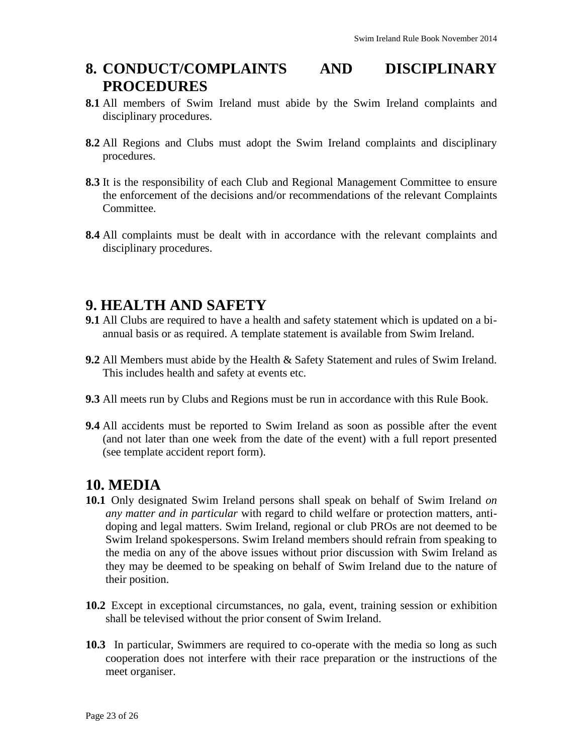# 8. CONDUCT/COMPLAINTS AND DISCIPLINARY PROCEDURES

**8.1** All members of Swim Ireland must abide by the Swim Ireland complaints and disciplinary procedures.

**8.2** All Regions and Clubs must adopt the Swim Ireland complaints and disciplinary procedures.

**8.3** It is the responsibility of each Club and Regional Management Committee to ensure the enforcement of the decisions and/or recommendations of the relevant Complaints Committee.

**8.4** All complaints must be dealt with in accordance with the relevant complaints and disciplinary procedures.

# 9. HEALTH AND SAFETY

**9.1** All Clubs are required to have a health and safety statement which is updated on a bi-annual basis or as required. A template statement is available from Swim Ireland.

**9.2** All Members must abide by the Health & Safety Statement and rules of Swim Ireland. This includes health and safety at events etc.

**9.3** All meets run by Clubs and Regions must be run in accordance with this Rule Book.

**9.4** All accidents must be reported to Swim Ireland as soon as possible after the event (and not later than one week from the date of the event) with a full report presented (see template accident report form).

# 10. MEDIA

**10.1** Only designated Swim Ireland persons shall speak on behalf of Swim Ireland *on any matter and in particular* with regard to child welfare or protection matters, anti-doping and legal matters. Swim Ireland, regional or club PROs are not deemed to be Swim Ireland spokespersons. Swim Ireland members should refrain from speaking to the media on any of the above issues without prior discussion with Swim Ireland as they may be deemed to be speaking on behalf of Swim Ireland due to the nature of their position.

**10.2** Except in exceptional circumstances, no gala, event, training session or exhibition shall be televised without the prior consent of Swim Ireland.

**10.3** In particular, Swimmers are required to co-operate with the media so long as such cooperation does not interfere with their race preparation or the instructions of the meet organiser.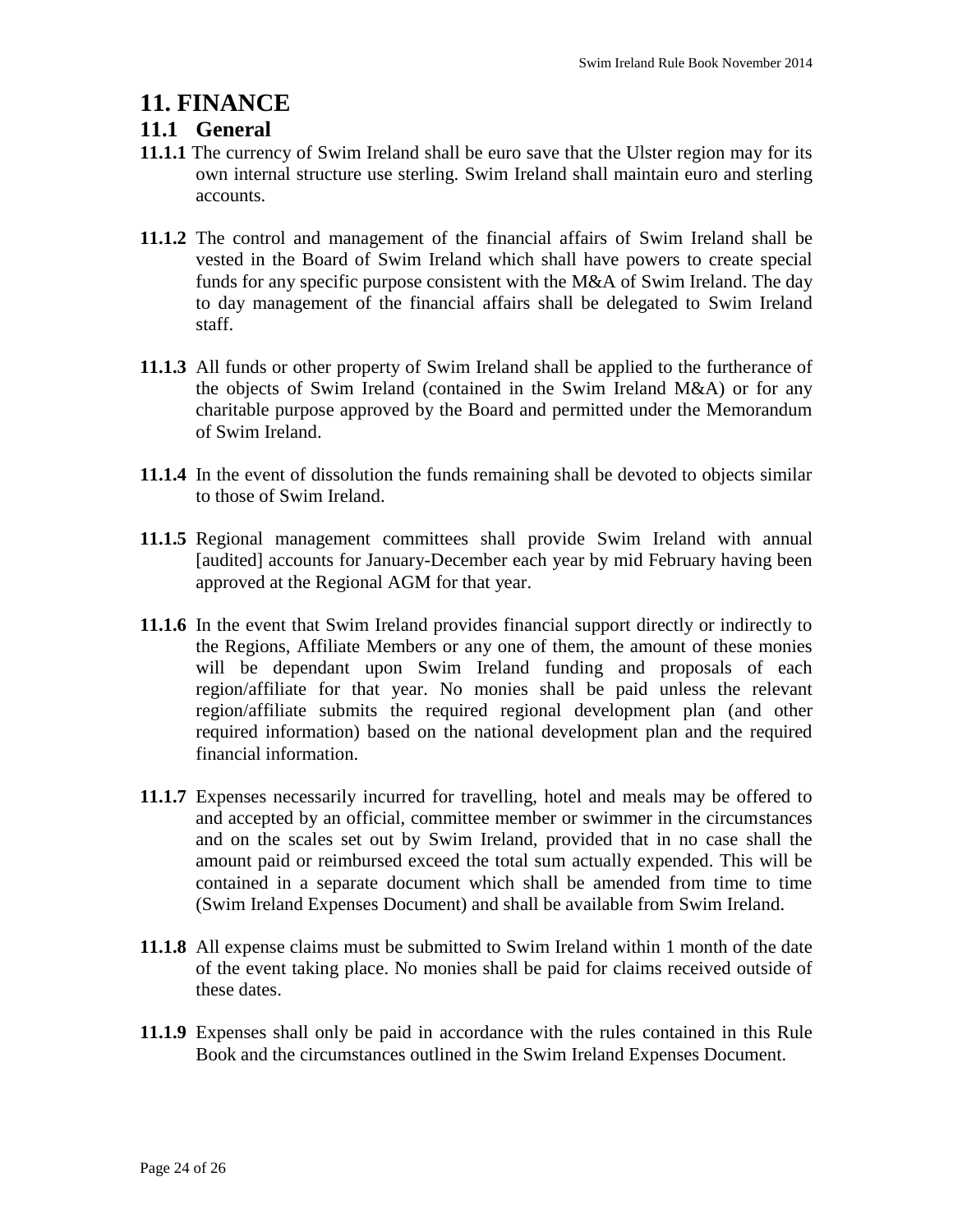# 11. FINANCE

## 11.1 General

**11.1.1** The currency of Swim Ireland shall be euro save that the Ulster region may for its own internal structure use sterling. Swim Ireland shall maintain euro and sterling accounts.

**11.1.2** The control and management of the financial affairs of Swim Ireland shall be vested in the Board of Swim Ireland which shall have powers to create special funds for any specific purpose consistent with the M&A of Swim Ireland. The day to day management of the financial affairs shall be delegated to Swim Ireland staff.

**11.1.3** All funds or other property of Swim Ireland shall be applied to the furtherance of the objects of Swim Ireland (contained in the Swim Ireland M&A) or for any charitable purpose approved by the Board and permitted under the Memorandum of Swim Ireland.

**11.1.4** In the event of dissolution the funds remaining shall be devoted to objects similar to those of Swim Ireland.

**11.1.5** Regional management committees shall provide Swim Ireland with annual [audited] accounts for January-December each year by mid February having been approved at the Regional AGM for that year.

**11.1.6** In the event that Swim Ireland provides financial support directly or indirectly to the Regions, Affiliate Members or any one of them, the amount of these monies will be dependant upon Swim Ireland funding and proposals of each region/affiliate for that year. No monies shall be paid unless the relevant region/affiliate submits the required regional development plan (and other required information) based on the national development plan and the required financial information.

**11.1.7** Expenses necessarily incurred for travelling, hotel and meals may be offered to and accepted by an official, committee member or swimmer in the circumstances and on the scales set out by Swim Ireland, provided that in no case shall the amount paid or reimbursed exceed the total sum actually expended. This will be contained in a separate document which shall be amended from time to time (Swim Ireland Expenses Document) and shall be available from Swim Ireland.

**11.1.8** All expense claims must be submitted to Swim Ireland within 1 month of the date of the event taking place. No monies shall be paid for claims received outside of these dates.

**11.1.9** Expenses shall only be paid in accordance with the rules contained in this Rule Book and the circumstances outlined in the Swim Ireland Expenses Document.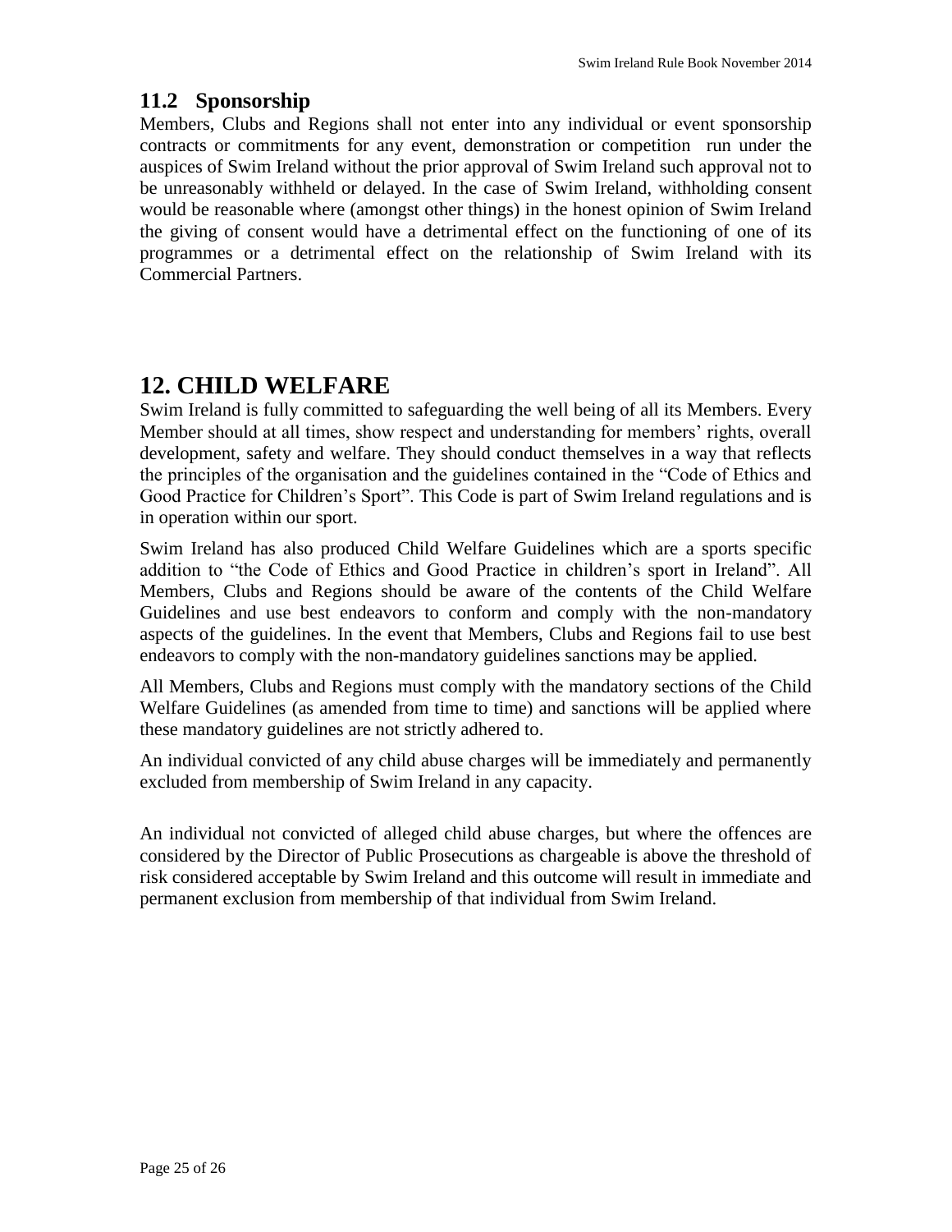## 11.2 Sponsorship

Members, Clubs and Regions shall not enter into any individual or event sponsorship contracts or commitments for any event, demonstration or competition run under the auspices of Swim Ireland without the prior approval of Swim Ireland such approval not to be unreasonably withheld or delayed. In the case of Swim Ireland, withholding consent would be reasonable where (amongst other things) in the honest opinion of Swim Ireland the giving of consent would have a detrimental effect on the functioning of one of its programmes or a detrimental effect on the relationship of Swim Ireland with its Commercial Partners.

# 12. CHILD WELFARE

Swim Ireland is fully committed to safeguarding the well being of all its Members. Every Member should at all times, show respect and understanding for members' rights, overall development, safety and welfare. They should conduct themselves in a way that reflects the principles of the organisation and the guidelines contained in the "Code of Ethics and Good Practice for Children's Sport". This Code is part of Swim Ireland regulations and is in operation within our sport.

Swim Ireland has also produced Child Welfare Guidelines which are a sports specific addition to "the Code of Ethics and Good Practice in children's sport in Ireland". All Members, Clubs and Regions should be aware of the contents of the Child Welfare Guidelines and use best endeavors to conform and comply with the non-mandatory aspects of the guidelines. In the event that Members, Clubs and Regions fail to use best endeavors to comply with the non-mandatory guidelines sanctions may be applied.

All Members, Clubs and Regions must comply with the mandatory sections of the Child Welfare Guidelines (as amended from time to time) and sanctions will be applied where these mandatory guidelines are not strictly adhered to.

An individual convicted of any child abuse charges will be immediately and permanently excluded from membership of Swim Ireland in any capacity.

An individual not convicted of alleged child abuse charges, but where the offences are considered by the Director of Public Prosecutions as chargeable is above the threshold of risk considered acceptable by Swim Ireland and this outcome will result in immediate and permanent exclusion from membership of that individual from Swim Ireland.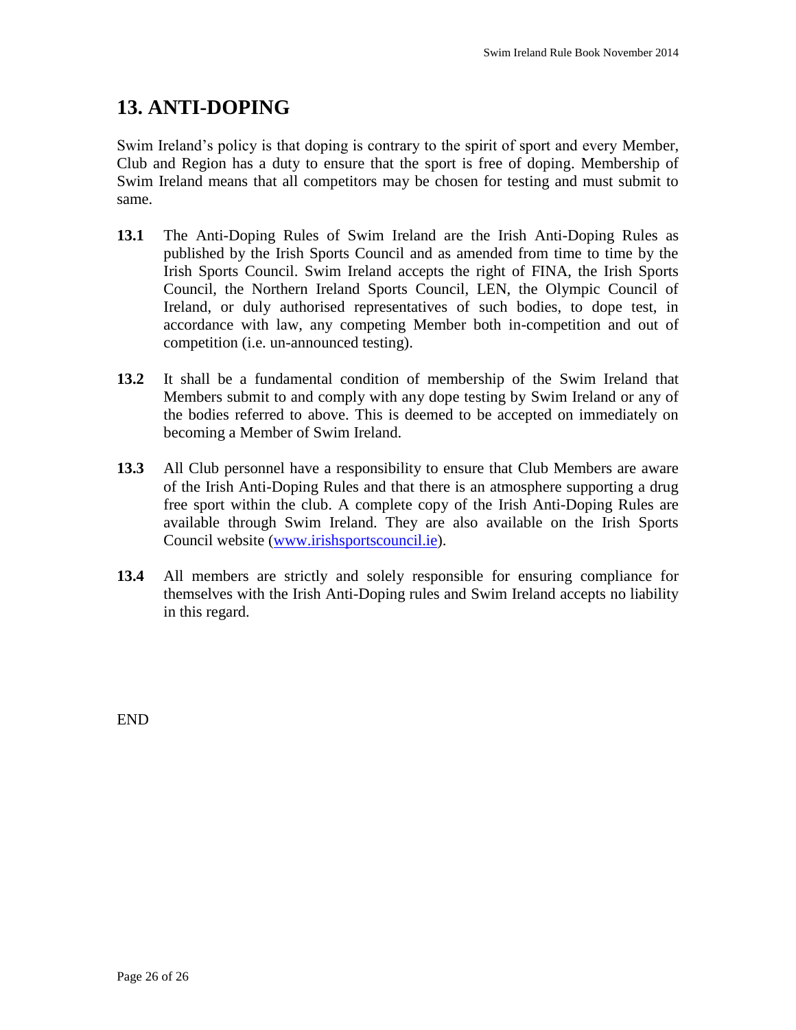# 13. ANTI-DOPING

Swim Ireland's policy is that doping is contrary to the spirit of sport and every Member, Club and Region has a duty to ensure that the sport is free of doping. Membership of Swim Ireland means that all competitors may be chosen for testing and must submit to same.

**13.1** The Anti-Doping Rules of Swim Ireland are the Irish Anti-Doping Rules as published by the Irish Sports Council and as amended from time to time by the Irish Sports Council. Swim Ireland accepts the right of FINA, the Irish Sports Council, the Northern Ireland Sports Council, LEN, the Olympic Council of Ireland, or duly authorised representatives of such bodies, to dope test, in accordance with law, any competing Member both in-competition and out of competition (i.e. un-announced testing).

**13.2** It shall be a fundamental condition of membership of the Swim Ireland that Members submit to and comply with any dope testing by Swim Ireland or any of the bodies referred to above. This is deemed to be accepted on immediately on becoming a Member of Swim Ireland.

**13.3** All Club personnel have a responsibility to ensure that Club Members are aware of the Irish Anti-Doping Rules and that there is an atmosphere supporting a drug free sport within the club. A complete copy of the Irish Anti-Doping Rules are available through Swim Ireland. They are also available on the Irish Sports Council website (www.irishsportscouncil.ie).

**13.4** All members are strictly and solely responsible for ensuring compliance for themselves with the Irish Anti-Doping rules and Swim Ireland accepts no liability in this regard.

END